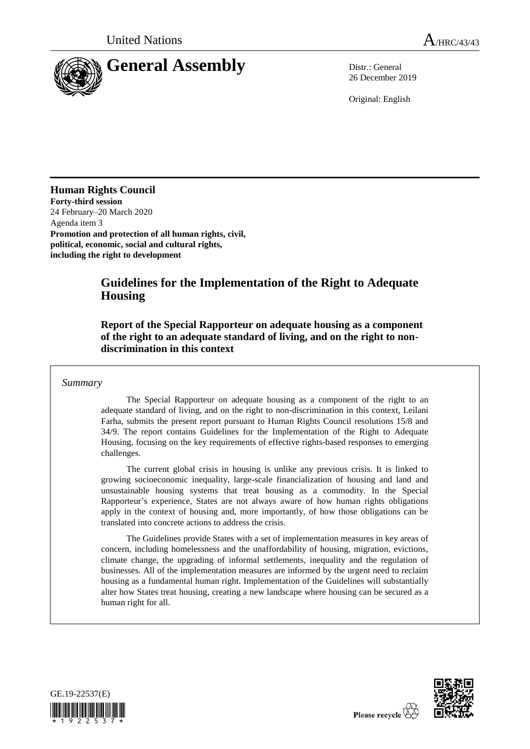United Nations

A/HRC/43/43

# General Assembly

Distr.: General
26 December 2019

Original: English

**Human Rights Council**
**Forty-third session**
24 February–20 March 2020
Agenda item 3
**Promotion and protection of all human rights, civil, political, economic, social and cultural rights, including the right to development**

# Guidelines for the Implementation of the Right to Adequate Housing

## Report of the Special Rapporteur on adequate housing as a component of the right to an adequate standard of living, and on the right to non-discrimination in this context

*Summary*

The Special Rapporteur on adequate housing as a component of the right to an adequate standard of living, and on the right to non-discrimination in this context, Leilani Farha, submits the present report pursuant to Human Rights Council resolutions 15/8 and 34/9. The report contains Guidelines for the Implementation of the Right to Adequate Housing, focusing on the key requirements of effective rights-based responses to emerging challenges.

The current global crisis in housing is unlike any previous crisis. It is linked to growing socioeconomic inequality, large-scale financialization of housing and land and unsustainable housing systems that treat housing as a commodity. In the Special Rapporteur's experience, States are not always aware of how human rights obligations apply in the context of housing and, more importantly, of how those obligations can be translated into concrete actions to address the crisis.

The Guidelines provide States with a set of implementation measures in key areas of concern, including homelessness and the unaffordability of housing, migration, evictions, climate change, the upgrading of informal settlements, inequality and the regulation of businesses. All of the implementation measures are informed by the urgent need to reclaim housing as a fundamental human right. Implementation of the Guidelines will substantially alter how States treat housing, creating a new landscape where housing can be secured as a human right for all.

GE.19-22537(E)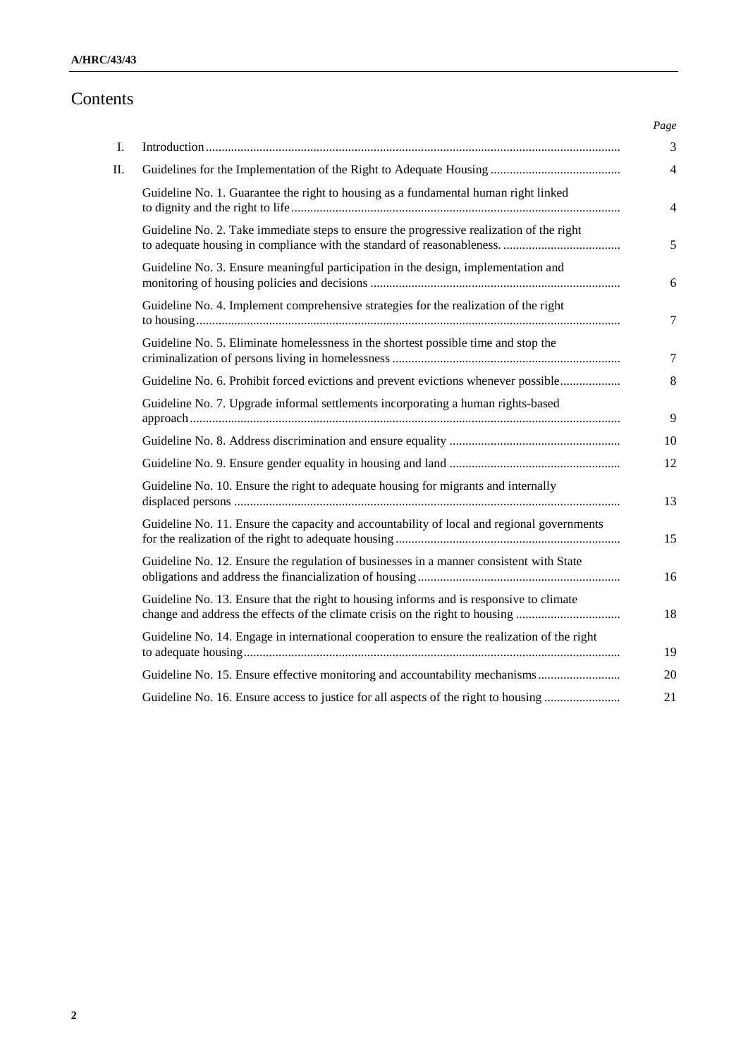# Contents

| | | *Page* |
|---|---|---|
| I. | Introduction | 3 |
| II. | Guidelines for the Implementation of the Right to Adequate Housing | 4 |
| | Guideline No. 1. Guarantee the right to housing as a fundamental human right linked to dignity and the right to life | 4 |
| | Guideline No. 2. Take immediate steps to ensure the progressive realization of the right to adequate housing in compliance with the standard of reasonableness. | 5 |
| | Guideline No. 3. Ensure meaningful participation in the design, implementation and monitoring of housing policies and decisions | 6 |
| | Guideline No. 4. Implement comprehensive strategies for the realization of the right to housing | 7 |
| | Guideline No. 5. Eliminate homelessness in the shortest possible time and stop the criminalization of persons living in homelessness | 7 |
| | Guideline No. 6. Prohibit forced evictions and prevent evictions whenever possible | 8 |
| | Guideline No. 7. Upgrade informal settlements incorporating a human rights-based approach | 9 |
| | Guideline No. 8. Address discrimination and ensure equality | 10 |
| | Guideline No. 9. Ensure gender equality in housing and land | 12 |
| | Guideline No. 10. Ensure the right to adequate housing for migrants and internally displaced persons | 13 |
| | Guideline No. 11. Ensure the capacity and accountability of local and regional governments for the realization of the right to adequate housing | 15 |
| | Guideline No. 12. Ensure the regulation of businesses in a manner consistent with State obligations and address the financialization of housing | 16 |
| | Guideline No. 13. Ensure that the right to housing informs and is responsive to climate change and address the effects of the climate crisis on the right to housing | 18 |
| | Guideline No. 14. Engage in international cooperation to ensure the realization of the right to adequate housing | 19 |
| | Guideline No. 15. Ensure effective monitoring and accountability mechanisms | 20 |
| | Guideline No. 16. Ensure access to justice for all aspects of the right to housing | 21 |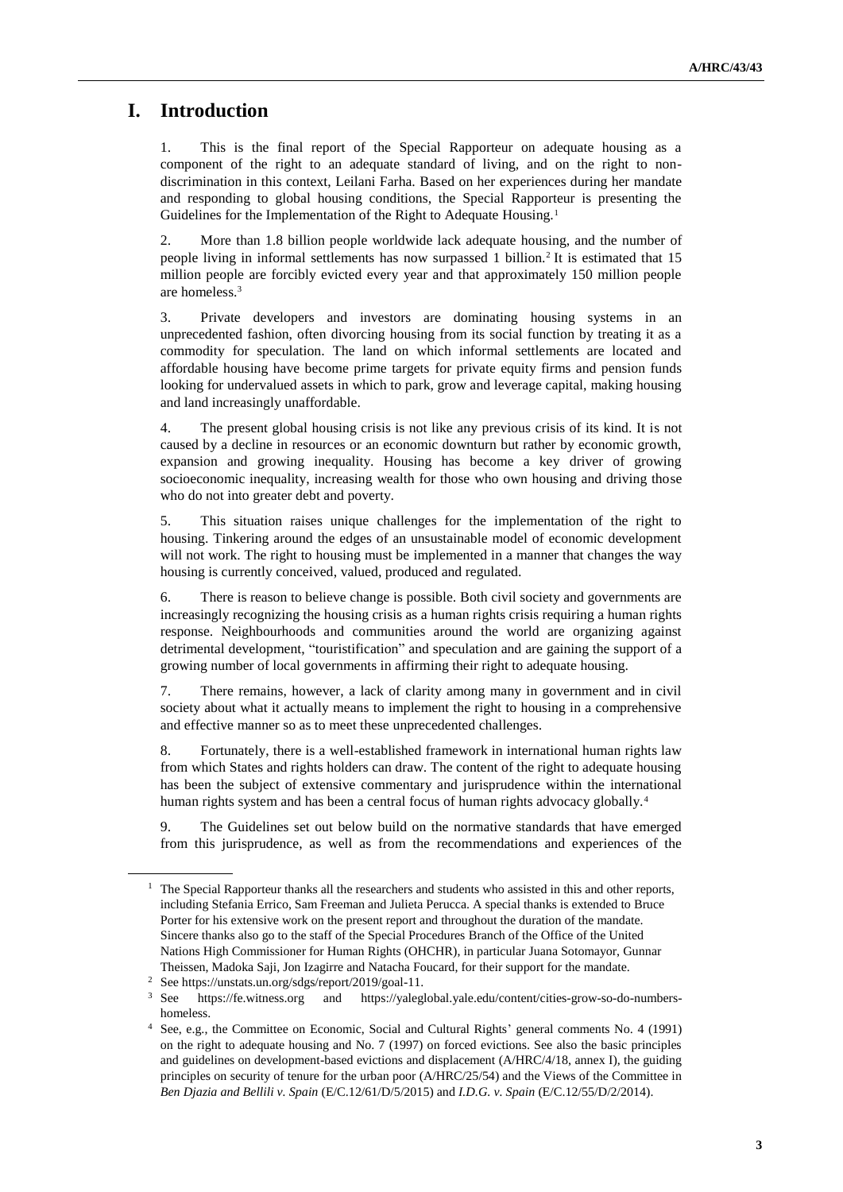# I. Introduction

1. This is the final report of the Special Rapporteur on adequate housing as a component of the right to an adequate standard of living, and on the right to non-discrimination in this context, Leilani Farha. Based on her experiences during her mandate and responding to global housing conditions, the Special Rapporteur is presenting the Guidelines for the Implementation of the Right to Adequate Housing.[1]

2. More than 1.8 billion people worldwide lack adequate housing, and the number of people living in informal settlements has now surpassed 1 billion.[2] It is estimated that 15 million people are forcibly evicted every year and that approximately 150 million people are homeless.[3]

3. Private developers and investors are dominating housing systems in an unprecedented fashion, often divorcing housing from its social function by treating it as a commodity for speculation. The land on which informal settlements are located and affordable housing have become prime targets for private equity firms and pension funds looking for undervalued assets in which to park, grow and leverage capital, making housing and land increasingly unaffordable.

4. The present global housing crisis is not like any previous crisis of its kind. It is not caused by a decline in resources or an economic downturn but rather by economic growth, expansion and growing inequality. Housing has become a key driver of growing socioeconomic inequality, increasing wealth for those who own housing and driving those who do not into greater debt and poverty.

5. This situation raises unique challenges for the implementation of the right to housing. Tinkering around the edges of an unsustainable model of economic development will not work. The right to housing must be implemented in a manner that changes the way housing is currently conceived, valued, produced and regulated.

6. There is reason to believe change is possible. Both civil society and governments are increasingly recognizing the housing crisis as a human rights crisis requiring a human rights response. Neighbourhoods and communities around the world are organizing against detrimental development, "touristification" and speculation and are gaining the support of a growing number of local governments in affirming their right to adequate housing.

7. There remains, however, a lack of clarity among many in government and in civil society about what it actually means to implement the right to housing in a comprehensive and effective manner so as to meet these unprecedented challenges.

8. Fortunately, there is a well-established framework in international human rights law from which States and rights holders can draw. The content of the right to adequate housing has been the subject of extensive commentary and jurisprudence within the international human rights system and has been a central focus of human rights advocacy globally.[4]

9. The Guidelines set out below build on the normative standards that have emerged from this jurisprudence, as well as from the recommendations and experiences of the

---

[1] The Special Rapporteur thanks all the researchers and students who assisted in this and other reports, including Stefania Errico, Sam Freeman and Julieta Perucca. A special thanks is extended to Bruce Porter for his extensive work on the present report and throughout the duration of the mandate. Sincere thanks also go to the staff of the Special Procedures Branch of the Office of the United Nations High Commissioner for Human Rights (OHCHR), in particular Juana Sotomayor, Gunnar Theissen, Madoka Saji, Jon Izagirre and Natacha Foucard, for their support for the mandate.

[2] See https://unstats.un.org/sdgs/report/2019/goal-11.

[3] See https://fe.witness.org and https://yaleglobal.yale.edu/content/cities-grow-so-do-numbers-homeless.

[4] See, e.g., the Committee on Economic, Social and Cultural Rights' general comments No. 4 (1991) on the right to adequate housing and No. 7 (1997) on forced evictions. See also the basic principles and guidelines on development-based evictions and displacement (A/HRC/4/18, annex I), the guiding principles on security of tenure for the urban poor (A/HRC/25/54) and the Views of the Committee in *Ben Djazia and Bellili v. Spain* (E/C.12/61/D/5/2015) and *I.D.G. v. Spain* (E/C.12/55/D/2/2014).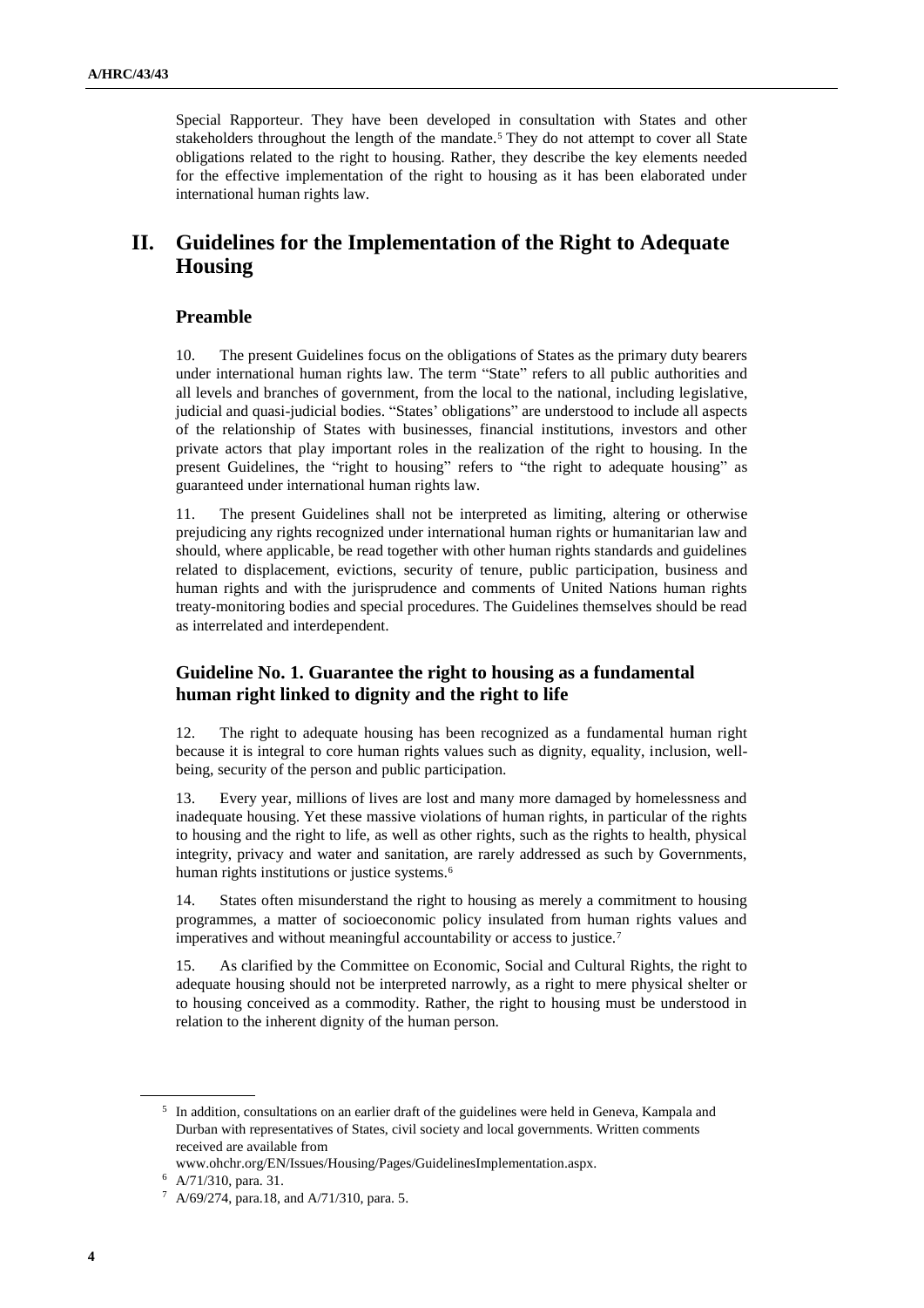Special Rapporteur. They have been developed in consultation with States and other stakeholders throughout the length of the mandate.[5] They do not attempt to cover all State obligations related to the right to housing. Rather, they describe the key elements needed for the effective implementation of the right to housing as it has been elaborated under international human rights law.

# II. Guidelines for the Implementation of the Right to Adequate Housing

## Preamble

10. The present Guidelines focus on the obligations of States as the primary duty bearers under international human rights law. The term "State" refers to all public authorities and all levels and branches of government, from the local to the national, including legislative, judicial and quasi-judicial bodies. "States' obligations" are understood to include all aspects of the relationship of States with businesses, financial institutions, investors and other private actors that play important roles in the realization of the right to housing. In the present Guidelines, the "right to housing" refers to "the right to adequate housing" as guaranteed under international human rights law.

11. The present Guidelines shall not be interpreted as limiting, altering or otherwise prejudicing any rights recognized under international human rights or humanitarian law and should, where applicable, be read together with other human rights standards and guidelines related to displacement, evictions, security of tenure, public participation, business and human rights and with the jurisprudence and comments of United Nations human rights treaty-monitoring bodies and special procedures. The Guidelines themselves should be read as interrelated and interdependent.

## Guideline No. 1. Guarantee the right to housing as a fundamental human right linked to dignity and the right to life

12. The right to adequate housing has been recognized as a fundamental human right because it is integral to core human rights values such as dignity, equality, inclusion, well-being, security of the person and public participation.

13. Every year, millions of lives are lost and many more damaged by homelessness and inadequate housing. Yet these massive violations of human rights, in particular of the rights to housing and the right to life, as well as other rights, such as the rights to health, physical integrity, privacy and water and sanitation, are rarely addressed as such by Governments, human rights institutions or justice systems.[6]

14. States often misunderstand the right to housing as merely a commitment to housing programmes, a matter of socioeconomic policy insulated from human rights values and imperatives and without meaningful accountability or access to justice.[7]

15. As clarified by the Committee on Economic, Social and Cultural Rights, the right to adequate housing should not be interpreted narrowly, as a right to mere physical shelter or to housing conceived as a commodity. Rather, the right to housing must be understood in relation to the inherent dignity of the human person.

---

[5] In addition, consultations on an earlier draft of the guidelines were held in Geneva, Kampala and Durban with representatives of States, civil society and local governments. Written comments received are available from www.ohchr.org/EN/Issues/Housing/Pages/GuidelinesImplementation.aspx.

[6] A/71/310, para. 31.

[7] A/69/274, para.18, and A/71/310, para. 5.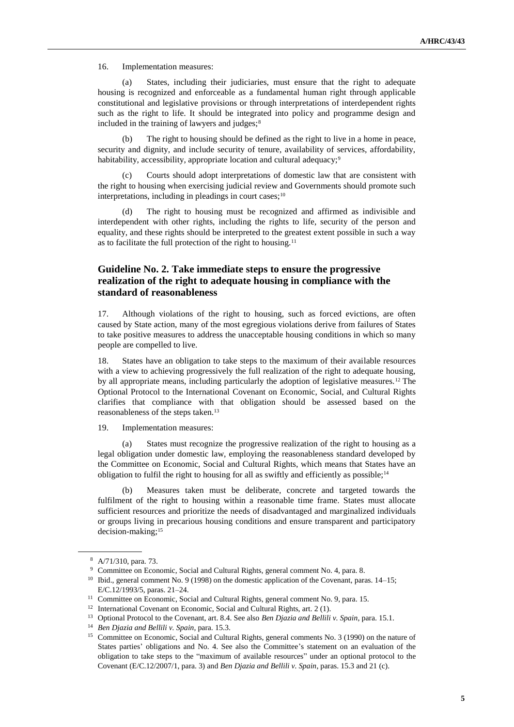16. Implementation measures:

(a) States, including their judiciaries, must ensure that the right to adequate housing is recognized and enforceable as a fundamental human right through applicable constitutional and legislative provisions or through interpretations of interdependent rights such as the right to life. It should be integrated into policy and programme design and included in the training of lawyers and judges;[8]

(b) The right to housing should be defined as the right to live in a home in peace, security and dignity, and include security of tenure, availability of services, affordability, habitability, accessibility, appropriate location and cultural adequacy;[9]

(c) Courts should adopt interpretations of domestic law that are consistent with the right to housing when exercising judicial review and Governments should promote such interpretations, including in pleadings in court cases;[10]

(d) The right to housing must be recognized and affirmed as indivisible and interdependent with other rights, including the rights to life, security of the person and equality, and these rights should be interpreted to the greatest extent possible in such a way as to facilitate the full protection of the right to housing.[11]

## Guideline No. 2. Take immediate steps to ensure the progressive realization of the right to adequate housing in compliance with the standard of reasonableness

17. Although violations of the right to housing, such as forced evictions, are often caused by State action, many of the most egregious violations derive from failures of States to take positive measures to address the unacceptable housing conditions in which so many people are compelled to live.

18. States have an obligation to take steps to the maximum of their available resources with a view to achieving progressively the full realization of the right to adequate housing, by all appropriate means, including particularly the adoption of legislative measures.[12] The Optional Protocol to the International Covenant on Economic, Social, and Cultural Rights clarifies that compliance with that obligation should be assessed based on the reasonableness of the steps taken.[13]

19. Implementation measures:

(a) States must recognize the progressive realization of the right to housing as a legal obligation under domestic law, employing the reasonableness standard developed by the Committee on Economic, Social and Cultural Rights, which means that States have an obligation to fulfil the right to housing for all as swiftly and efficiently as possible;[14]

(b) Measures taken must be deliberate, concrete and targeted towards the fulfilment of the right to housing within a reasonable time frame. States must allocate sufficient resources and prioritize the needs of disadvantaged and marginalized individuals or groups living in precarious housing conditions and ensure transparent and participatory decision-making;[15]

---

[8] A/71/310, para. 73.

[9] Committee on Economic, Social and Cultural Rights, general comment No. 4, para. 8.

[10] Ibid., general comment No. 9 (1998) on the domestic application of the Covenant, paras. 14–15; E/C.12/1993/5, paras. 21–24.

[11] Committee on Economic, Social and Cultural Rights, general comment No. 9, para. 15.

[12] International Covenant on Economic, Social and Cultural Rights, art. 2 (1).

[13] Optional Protocol to the Covenant, art. 8.4. See also *Ben Djazia and Bellili v. Spain*, para. 15.1.

[14] *Ben Djazia and Bellili v. Spain*, para. 15.3.

[15] Committee on Economic, Social and Cultural Rights, general comments No. 3 (1990) on the nature of States parties' obligations and No. 4. See also the Committee's statement on an evaluation of the obligation to take steps to the "maximum of available resources" under an optional protocol to the Covenant (E/C.12/2007/1, para. 3) and *Ben Djazia and Bellili v. Spain*, paras. 15.3 and 21 (c).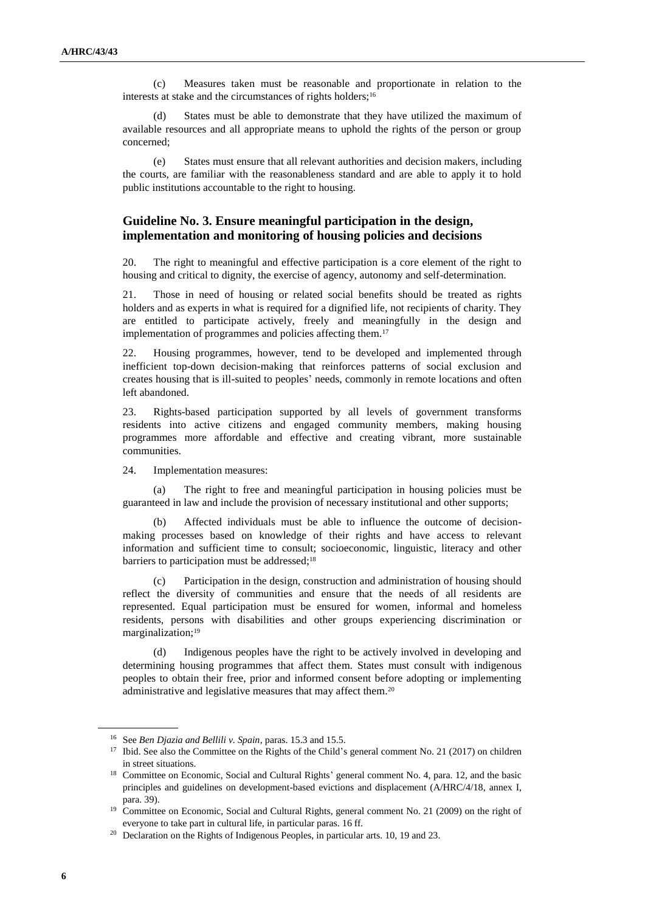(c) Measures taken must be reasonable and proportionate in relation to the interests at stake and the circumstances of rights holders;[16]

(d) States must be able to demonstrate that they have utilized the maximum of available resources and all appropriate means to uphold the rights of the person or group concerned;

(e) States must ensure that all relevant authorities and decision makers, including the courts, are familiar with the reasonableness standard and are able to apply it to hold public institutions accountable to the right to housing.

## Guideline No. 3. Ensure meaningful participation in the design, implementation and monitoring of housing policies and decisions

20. The right to meaningful and effective participation is a core element of the right to housing and critical to dignity, the exercise of agency, autonomy and self-determination.

21. Those in need of housing or related social benefits should be treated as rights holders and as experts in what is required for a dignified life, not recipients of charity. They are entitled to participate actively, freely and meaningfully in the design and implementation of programmes and policies affecting them.[17]

22. Housing programmes, however, tend to be developed and implemented through inefficient top-down decision-making that reinforces patterns of social exclusion and creates housing that is ill-suited to peoples' needs, commonly in remote locations and often left abandoned.

23. Rights-based participation supported by all levels of government transforms residents into active citizens and engaged community members, making housing programmes more affordable and effective and creating vibrant, more sustainable communities.

24. Implementation measures:

(a) The right to free and meaningful participation in housing policies must be guaranteed in law and include the provision of necessary institutional and other supports;

(b) Affected individuals must be able to influence the outcome of decision-making processes based on knowledge of their rights and have access to relevant information and sufficient time to consult; socioeconomic, linguistic, literacy and other barriers to participation must be addressed;[18]

(c) Participation in the design, construction and administration of housing should reflect the diversity of communities and ensure that the needs of all residents are represented. Equal participation must be ensured for women, informal and homeless residents, persons with disabilities and other groups experiencing discrimination or marginalization;[19]

(d) Indigenous peoples have the right to be actively involved in developing and determining housing programmes that affect them. States must consult with indigenous peoples to obtain their free, prior and informed consent before adopting or implementing administrative and legislative measures that may affect them.[20]

---

[16] See *Ben Djazia and Bellili v. Spain*, paras. 15.3 and 15.5.

[17] Ibid. See also the Committee on the Rights of the Child's general comment No. 21 (2017) on children in street situations.

[18] Committee on Economic, Social and Cultural Rights' general comment No. 4, para. 12, and the basic principles and guidelines on development-based evictions and displacement (A/HRC/4/18, annex I, para. 39).

[19] Committee on Economic, Social and Cultural Rights, general comment No. 21 (2009) on the right of everyone to take part in cultural life, in particular paras. 16 ff.

[20] Declaration on the Rights of Indigenous Peoples, in particular arts. 10, 19 and 23.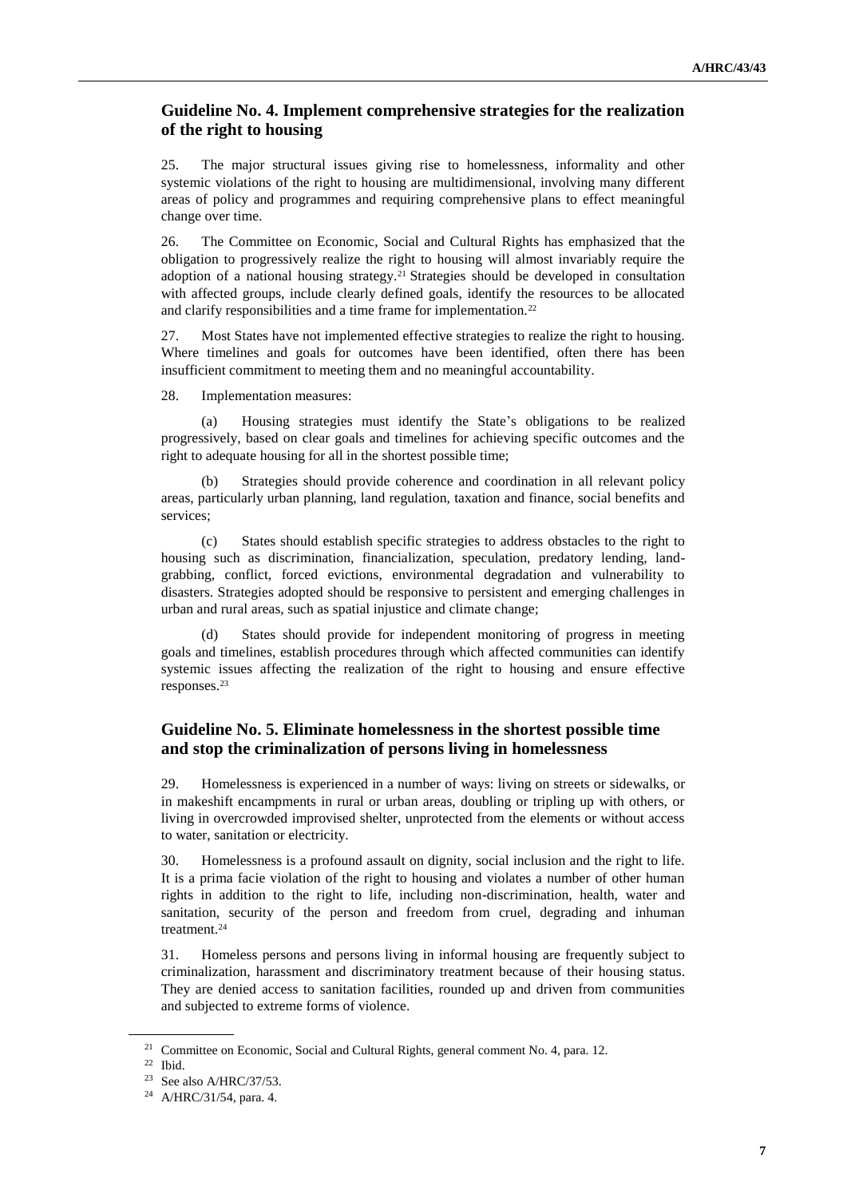## Guideline No. 4. Implement comprehensive strategies for the realization of the right to housing

25. The major structural issues giving rise to homelessness, informality and other systemic violations of the right to housing are multidimensional, involving many different areas of policy and programmes and requiring comprehensive plans to effect meaningful change over time.

26. The Committee on Economic, Social and Cultural Rights has emphasized that the obligation to progressively realize the right to housing will almost invariably require the adoption of a national housing strategy.[21] Strategies should be developed in consultation with affected groups, include clearly defined goals, identify the resources to be allocated and clarify responsibilities and a time frame for implementation.[22]

27. Most States have not implemented effective strategies to realize the right to housing. Where timelines and goals for outcomes have been identified, often there has been insufficient commitment to meeting them and no meaningful accountability.

28. Implementation measures:

(a) Housing strategies must identify the State's obligations to be realized progressively, based on clear goals and timelines for achieving specific outcomes and the right to adequate housing for all in the shortest possible time;

(b) Strategies should provide coherence and coordination in all relevant policy areas, particularly urban planning, land regulation, taxation and finance, social benefits and services;

(c) States should establish specific strategies to address obstacles to the right to housing such as discrimination, financialization, speculation, predatory lending, land-grabbing, conflict, forced evictions, environmental degradation and vulnerability to disasters. Strategies adopted should be responsive to persistent and emerging challenges in urban and rural areas, such as spatial injustice and climate change;

(d) States should provide for independent monitoring of progress in meeting goals and timelines, establish procedures through which affected communities can identify systemic issues affecting the realization of the right to housing and ensure effective responses.[23]

## Guideline No. 5. Eliminate homelessness in the shortest possible time and stop the criminalization of persons living in homelessness

29. Homelessness is experienced in a number of ways: living on streets or sidewalks, or in makeshift encampments in rural or urban areas, doubling or tripling up with others, or living in overcrowded improvised shelter, unprotected from the elements or without access to water, sanitation or electricity.

30. Homelessness is a profound assault on dignity, social inclusion and the right to life. It is a prima facie violation of the right to housing and violates a number of other human rights in addition to the right to life, including non-discrimination, health, water and sanitation, security of the person and freedom from cruel, degrading and inhuman treatment.[24]

31. Homeless persons and persons living in informal housing are frequently subject to criminalization, harassment and discriminatory treatment because of their housing status. They are denied access to sanitation facilities, rounded up and driven from communities and subjected to extreme forms of violence.

---

[21] Committee on Economic, Social and Cultural Rights, general comment No. 4, para. 12.

[22] Ibid.

[23] See also A/HRC/37/53.

[24] A/HRC/31/54, para. 4.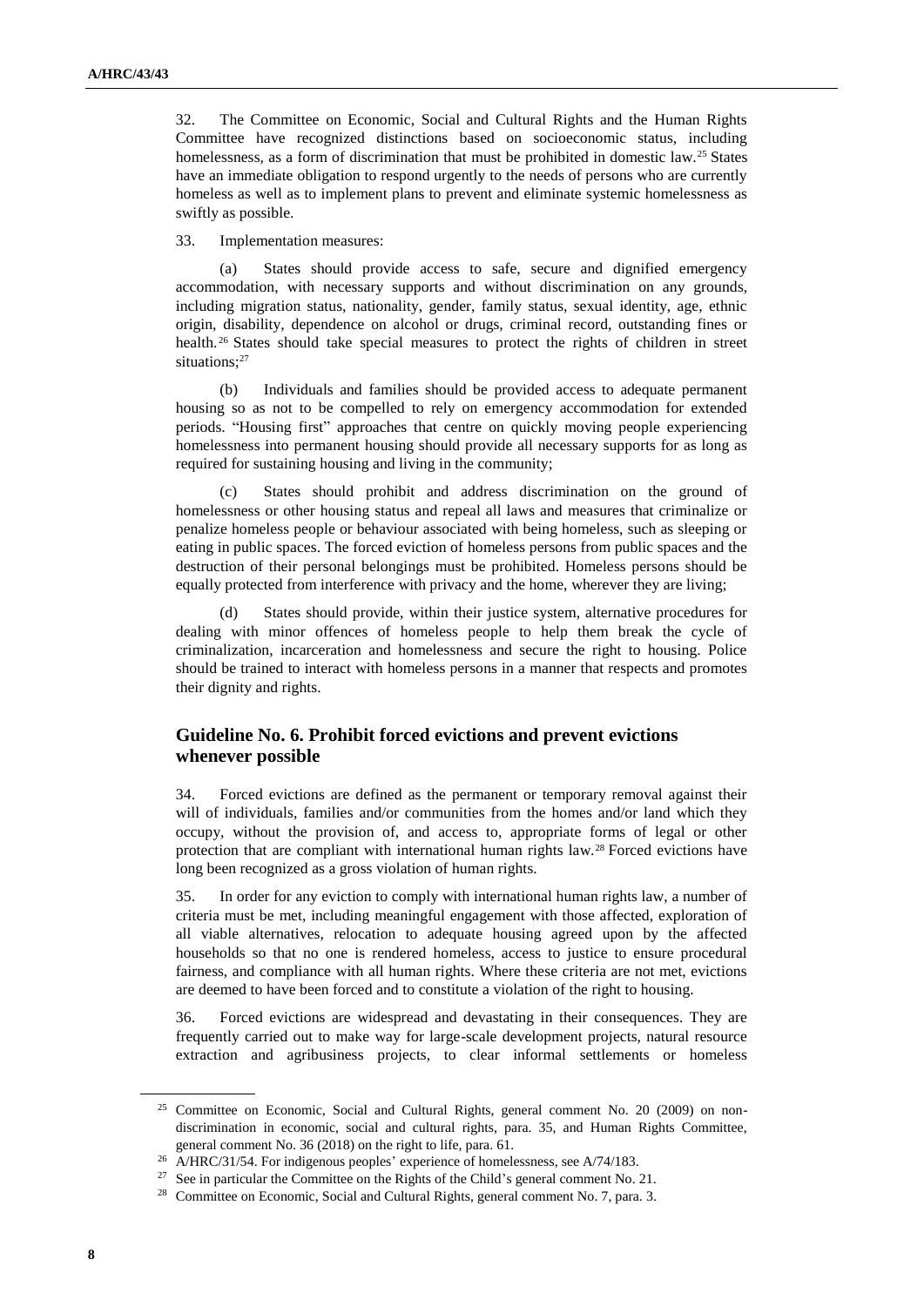32. The Committee on Economic, Social and Cultural Rights and the Human Rights Committee have recognized distinctions based on socioeconomic status, including homelessness, as a form of discrimination that must be prohibited in domestic law.[25] States have an immediate obligation to respond urgently to the needs of persons who are currently homeless as well as to implement plans to prevent and eliminate systemic homelessness as swiftly as possible.

33. Implementation measures:

(a) States should provide access to safe, secure and dignified emergency accommodation, with necessary supports and without discrimination on any grounds, including migration status, nationality, gender, family status, sexual identity, age, ethnic origin, disability, dependence on alcohol or drugs, criminal record, outstanding fines or health.[26] States should take special measures to protect the rights of children in street situations;[27]

(b) Individuals and families should be provided access to adequate permanent housing so as not to be compelled to rely on emergency accommodation for extended periods. "Housing first" approaches that centre on quickly moving people experiencing homelessness into permanent housing should provide all necessary supports for as long as required for sustaining housing and living in the community;

(c) States should prohibit and address discrimination on the ground of homelessness or other housing status and repeal all laws and measures that criminalize or penalize homeless people or behaviour associated with being homeless, such as sleeping or eating in public spaces. The forced eviction of homeless persons from public spaces and the destruction of their personal belongings must be prohibited. Homeless persons should be equally protected from interference with privacy and the home, wherever they are living;

(d) States should provide, within their justice system, alternative procedures for dealing with minor offences of homeless people to help them break the cycle of criminalization, incarceration and homelessness and secure the right to housing. Police should be trained to interact with homeless persons in a manner that respects and promotes their dignity and rights.

## Guideline No. 6. Prohibit forced evictions and prevent evictions whenever possible

34. Forced evictions are defined as the permanent or temporary removal against their will of individuals, families and/or communities from the homes and/or land which they occupy, without the provision of, and access to, appropriate forms of legal or other protection that are compliant with international human rights law.[28] Forced evictions have long been recognized as a gross violation of human rights.

35. In order for any eviction to comply with international human rights law, a number of criteria must be met, including meaningful engagement with those affected, exploration of all viable alternatives, relocation to adequate housing agreed upon by the affected households so that no one is rendered homeless, access to justice to ensure procedural fairness, and compliance with all human rights. Where these criteria are not met, evictions are deemed to have been forced and to constitute a violation of the right to housing.

36. Forced evictions are widespread and devastating in their consequences. They are frequently carried out to make way for large-scale development projects, natural resource extraction and agribusiness projects, to clear informal settlements or homeless

---

[25] Committee on Economic, Social and Cultural Rights, general comment No. 20 (2009) on non-discrimination in economic, social and cultural rights, para. 35, and Human Rights Committee, general comment No. 36 (2018) on the right to life, para. 61.

[26] A/HRC/31/54. For indigenous peoples' experience of homelessness, see A/74/183.

[27] See in particular the Committee on the Rights of the Child's general comment No. 21.

[28] Committee on Economic, Social and Cultural Rights, general comment No. 7, para. 3.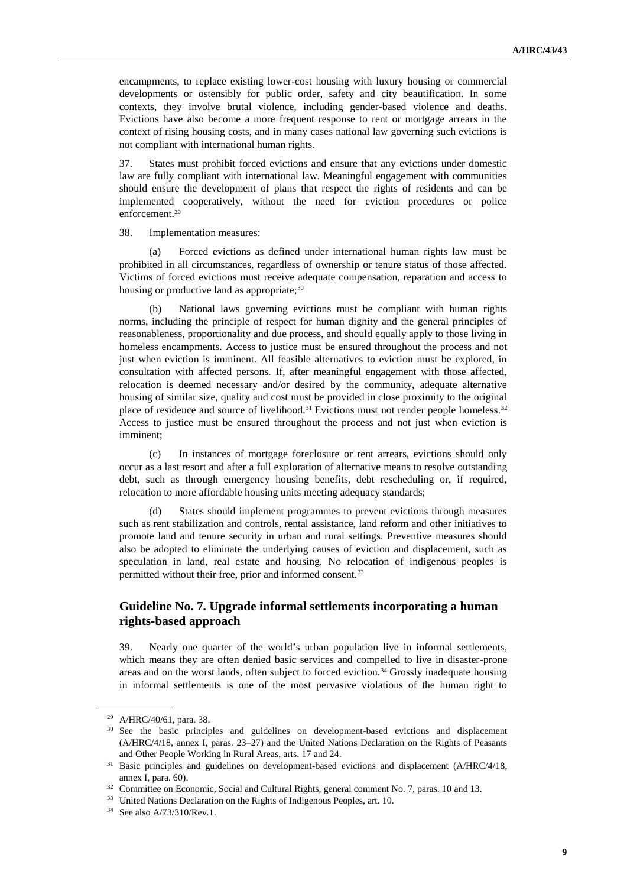encampments, to replace existing lower-cost housing with luxury housing or commercial developments or ostensibly for public order, safety and city beautification. In some contexts, they involve brutal violence, including gender-based violence and deaths. Evictions have also become a more frequent response to rent or mortgage arrears in the context of rising housing costs, and in many cases national law governing such evictions is not compliant with international human rights.

37. States must prohibit forced evictions and ensure that any evictions under domestic law are fully compliant with international law. Meaningful engagement with communities should ensure the development of plans that respect the rights of residents and can be implemented cooperatively, without the need for eviction procedures or police enforcement.[29]

38. Implementation measures:

(a) Forced evictions as defined under international human rights law must be prohibited in all circumstances, regardless of ownership or tenure status of those affected. Victims of forced evictions must receive adequate compensation, reparation and access to housing or productive land as appropriate;[30]

(b) National laws governing evictions must be compliant with human rights norms, including the principle of respect for human dignity and the general principles of reasonableness, proportionality and due process, and should equally apply to those living in homeless encampments. Access to justice must be ensured throughout the process and not just when eviction is imminent. All feasible alternatives to eviction must be explored, in consultation with affected persons. If, after meaningful engagement with those affected, relocation is deemed necessary and/or desired by the community, adequate alternative housing of similar size, quality and cost must be provided in close proximity to the original place of residence and source of livelihood.[31] Evictions must not render people homeless.[32] Access to justice must be ensured throughout the process and not just when eviction is imminent;

(c) In instances of mortgage foreclosure or rent arrears, evictions should only occur as a last resort and after a full exploration of alternative means to resolve outstanding debt, such as through emergency housing benefits, debt rescheduling or, if required, relocation to more affordable housing units meeting adequacy standards;

(d) States should implement programmes to prevent evictions through measures such as rent stabilization and controls, rental assistance, land reform and other initiatives to promote land and tenure security in urban and rural settings. Preventive measures should also be adopted to eliminate the underlying causes of eviction and displacement, such as speculation in land, real estate and housing. No relocation of indigenous peoples is permitted without their free, prior and informed consent.[33]

## Guideline No. 7. Upgrade informal settlements incorporating a human rights-based approach

39. Nearly one quarter of the world's urban population live in informal settlements, which means they are often denied basic services and compelled to live in disaster-prone areas and on the worst lands, often subject to forced eviction.[34] Grossly inadequate housing in informal settlements is one of the most pervasive violations of the human right to

---

[29] A/HRC/40/61, para. 38.

[30] See the basic principles and guidelines on development-based evictions and displacement (A/HRC/4/18, annex I, paras. 23–27) and the United Nations Declaration on the Rights of Peasants and Other People Working in Rural Areas, arts. 17 and 24.

[31] Basic principles and guidelines on development-based evictions and displacement (A/HRC/4/18, annex I, para. 60).

[32] Committee on Economic, Social and Cultural Rights, general comment No. 7, paras. 10 and 13.

[33] United Nations Declaration on the Rights of Indigenous Peoples, art. 10.

[34] See also A/73/310/Rev.1.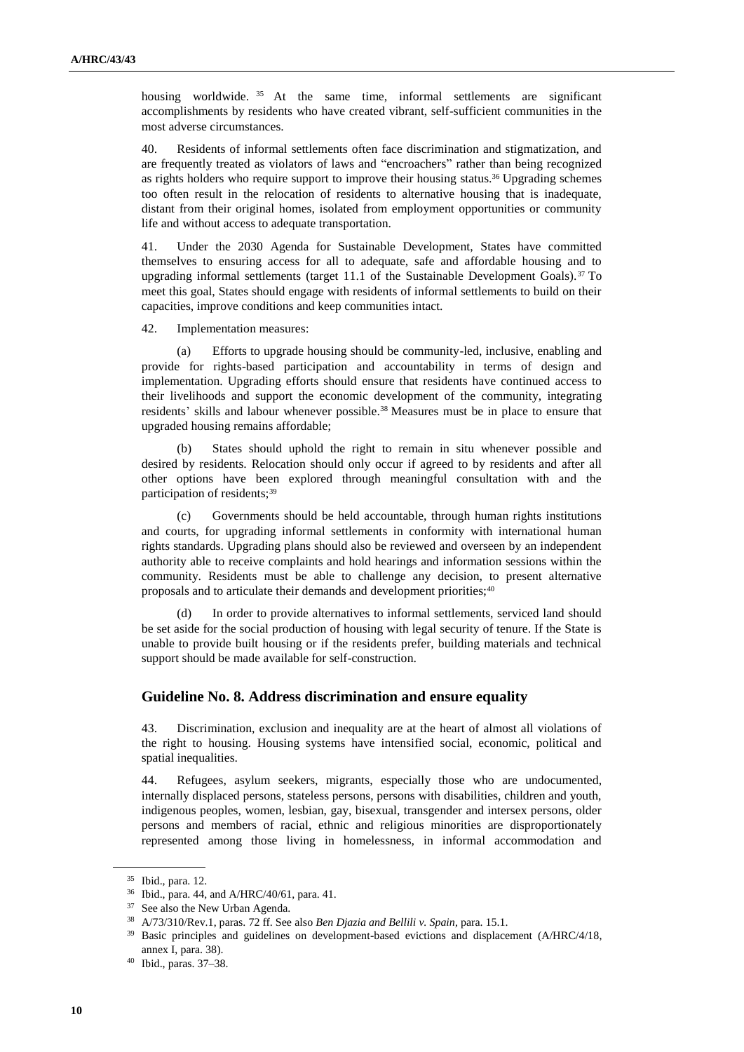housing worldwide.[35] At the same time, informal settlements are significant accomplishments by residents who have created vibrant, self-sufficient communities in the most adverse circumstances.

40. Residents of informal settlements often face discrimination and stigmatization, and are frequently treated as violators of laws and "encroachers" rather than being recognized as rights holders who require support to improve their housing status.[36] Upgrading schemes too often result in the relocation of residents to alternative housing that is inadequate, distant from their original homes, isolated from employment opportunities or community life and without access to adequate transportation.

41. Under the 2030 Agenda for Sustainable Development, States have committed themselves to ensuring access for all to adequate, safe and affordable housing and to upgrading informal settlements (target 11.1 of the Sustainable Development Goals).[37] To meet this goal, States should engage with residents of informal settlements to build on their capacities, improve conditions and keep communities intact.

42. Implementation measures:

(a) Efforts to upgrade housing should be community-led, inclusive, enabling and provide for rights-based participation and accountability in terms of design and implementation. Upgrading efforts should ensure that residents have continued access to their livelihoods and support the economic development of the community, integrating residents' skills and labour whenever possible.[38] Measures must be in place to ensure that upgraded housing remains affordable;

(b) States should uphold the right to remain in situ whenever possible and desired by residents. Relocation should only occur if agreed to by residents and after all other options have been explored through meaningful consultation with and the participation of residents;[39]

(c) Governments should be held accountable, through human rights institutions and courts, for upgrading informal settlements in conformity with international human rights standards. Upgrading plans should also be reviewed and overseen by an independent authority able to receive complaints and hold hearings and information sessions within the community. Residents must be able to challenge any decision, to present alternative proposals and to articulate their demands and development priorities;[40]

(d) In order to provide alternatives to informal settlements, serviced land should be set aside for the social production of housing with legal security of tenure. If the State is unable to provide built housing or if the residents prefer, building materials and technical support should be made available for self-construction.

## Guideline No. 8. Address discrimination and ensure equality

43. Discrimination, exclusion and inequality are at the heart of almost all violations of the right to housing. Housing systems have intensified social, economic, political and spatial inequalities.

44. Refugees, asylum seekers, migrants, especially those who are undocumented, internally displaced persons, stateless persons, persons with disabilities, children and youth, indigenous peoples, women, lesbian, gay, bisexual, transgender and intersex persons, older persons and members of racial, ethnic and religious minorities are disproportionately represented among those living in homelessness, in informal accommodation and

---

[35] Ibid., para. 12.

[36] Ibid., para. 44, and A/HRC/40/61, para. 41.

[37] See also the New Urban Agenda.

[38] A/73/310/Rev.1, paras. 72 ff. See also *Ben Djazia and Bellili v. Spain*, para. 15.1.

[39] Basic principles and guidelines on development-based evictions and displacement (A/HRC/4/18, annex I, para. 38).

[40] Ibid., paras. 37–38.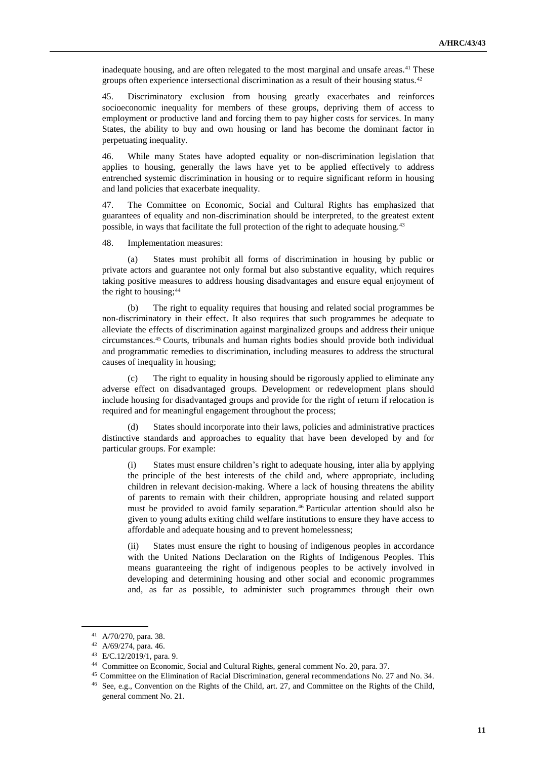inadequate housing, and are often relegated to the most marginal and unsafe areas.[41] These groups often experience intersectional discrimination as a result of their housing status.[42]

45. Discriminatory exclusion from housing greatly exacerbates and reinforces socioeconomic inequality for members of these groups, depriving them of access to employment or productive land and forcing them to pay higher costs for services. In many States, the ability to buy and own housing or land has become the dominant factor in perpetuating inequality.

46. While many States have adopted equality or non-discrimination legislation that applies to housing, generally the laws have yet to be applied effectively to address entrenched systemic discrimination in housing or to require significant reform in housing and land policies that exacerbate inequality.

47. The Committee on Economic, Social and Cultural Rights has emphasized that guarantees of equality and non-discrimination should be interpreted, to the greatest extent possible, in ways that facilitate the full protection of the right to adequate housing.[43]

48. Implementation measures:

(a) States must prohibit all forms of discrimination in housing by public or private actors and guarantee not only formal but also substantive equality, which requires taking positive measures to address housing disadvantages and ensure equal enjoyment of the right to housing;[44]

(b) The right to equality requires that housing and related social programmes be non-discriminatory in their effect. It also requires that such programmes be adequate to alleviate the effects of discrimination against marginalized groups and address their unique circumstances.[45] Courts, tribunals and human rights bodies should provide both individual and programmatic remedies to discrimination, including measures to address the structural causes of inequality in housing;

(c) The right to equality in housing should be rigorously applied to eliminate any adverse effect on disadvantaged groups. Development or redevelopment plans should include housing for disadvantaged groups and provide for the right of return if relocation is required and for meaningful engagement throughout the process;

(d) States should incorporate into their laws, policies and administrative practices distinctive standards and approaches to equality that have been developed by and for particular groups. For example:

(i) States must ensure children's right to adequate housing, inter alia by applying the principle of the best interests of the child and, where appropriate, including children in relevant decision-making. Where a lack of housing threatens the ability of parents to remain with their children, appropriate housing and related support must be provided to avoid family separation.[46] Particular attention should also be given to young adults exiting child welfare institutions to ensure they have access to affordable and adequate housing and to prevent homelessness;

(ii) States must ensure the right to housing of indigenous peoples in accordance with the United Nations Declaration on the Rights of Indigenous Peoples. This means guaranteeing the right of indigenous peoples to be actively involved in developing and determining housing and other social and economic programmes and, as far as possible, to administer such programmes through their own

---

[41] A/70/270, para. 38.

[42] A/69/274, para. 46.

[43] E/C.12/2019/1, para. 9.

[44] Committee on Economic, Social and Cultural Rights, general comment No. 20, para. 37.

[45] Committee on the Elimination of Racial Discrimination, general recommendations No. 27 and No. 34.

[46] See, e.g., Convention on the Rights of the Child, art. 27, and Committee on the Rights of the Child, general comment No. 21.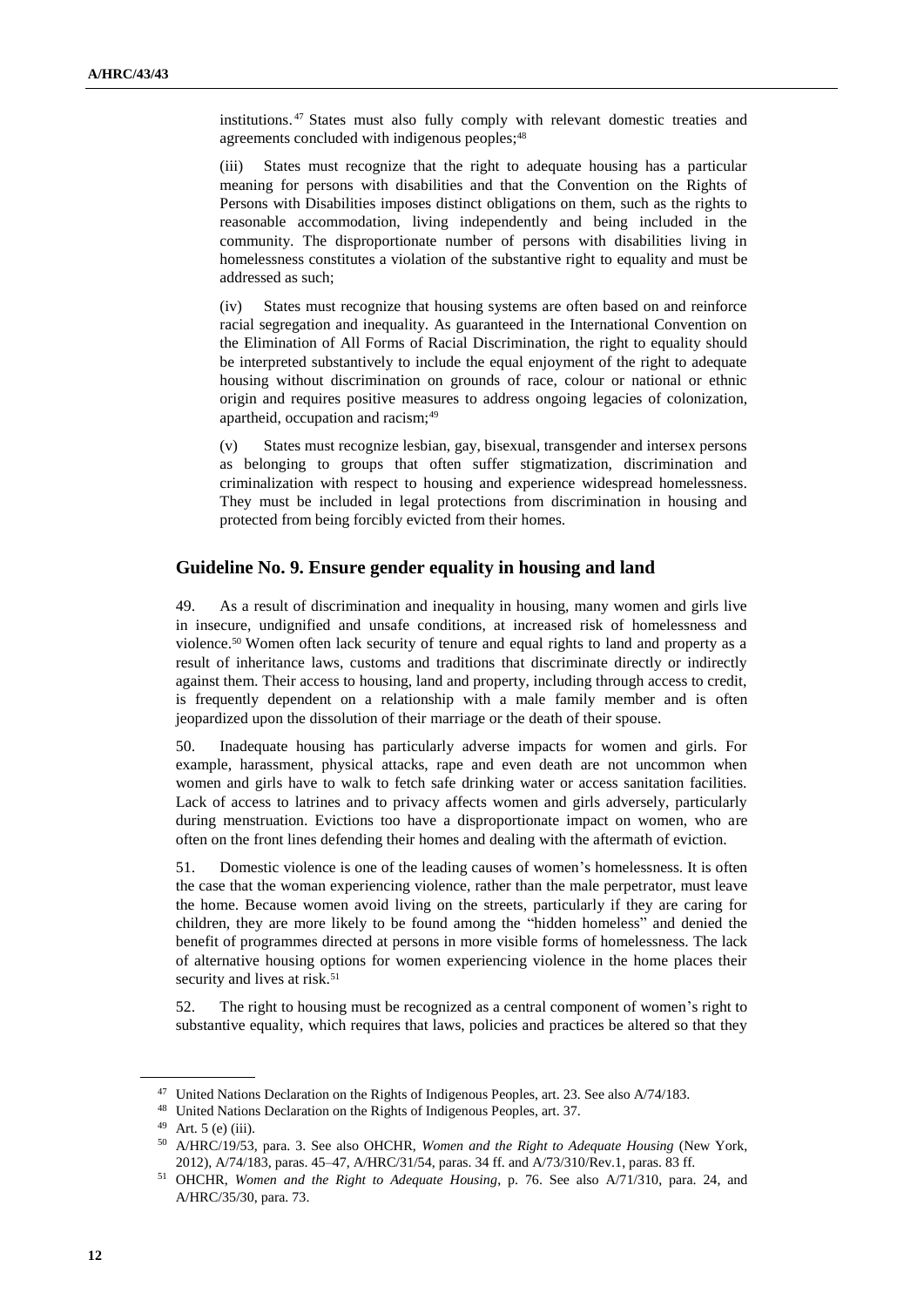institutions.[47] States must also fully comply with relevant domestic treaties and agreements concluded with indigenous peoples;[48]

(iii) States must recognize that the right to adequate housing has a particular meaning for persons with disabilities and that the Convention on the Rights of Persons with Disabilities imposes distinct obligations on them, such as the rights to reasonable accommodation, living independently and being included in the community. The disproportionate number of persons with disabilities living in homelessness constitutes a violation of the substantive right to equality and must be addressed as such;

(iv) States must recognize that housing systems are often based on and reinforce racial segregation and inequality. As guaranteed in the International Convention on the Elimination of All Forms of Racial Discrimination, the right to equality should be interpreted substantively to include the equal enjoyment of the right to adequate housing without discrimination on grounds of race, colour or national or ethnic origin and requires positive measures to address ongoing legacies of colonization, apartheid, occupation and racism;[49]

(v) States must recognize lesbian, gay, bisexual, transgender and intersex persons as belonging to groups that often suffer stigmatization, discrimination and criminalization with respect to housing and experience widespread homelessness. They must be included in legal protections from discrimination in housing and protected from being forcibly evicted from their homes.

## Guideline No. 9. Ensure gender equality in housing and land

49. As a result of discrimination and inequality in housing, many women and girls live in insecure, undignified and unsafe conditions, at increased risk of homelessness and violence.[50] Women often lack security of tenure and equal rights to land and property as a result of inheritance laws, customs and traditions that discriminate directly or indirectly against them. Their access to housing, land and property, including through access to credit, is frequently dependent on a relationship with a male family member and is often jeopardized upon the dissolution of their marriage or the death of their spouse.

50. Inadequate housing has particularly adverse impacts for women and girls. For example, harassment, physical attacks, rape and even death are not uncommon when women and girls have to walk to fetch safe drinking water or access sanitation facilities. Lack of access to latrines and to privacy affects women and girls adversely, particularly during menstruation. Evictions too have a disproportionate impact on women, who are often on the front lines defending their homes and dealing with the aftermath of eviction.

51. Domestic violence is one of the leading causes of women's homelessness. It is often the case that the woman experiencing violence, rather than the male perpetrator, must leave the home. Because women avoid living on the streets, particularly if they are caring for children, they are more likely to be found among the "hidden homeless" and denied the benefit of programmes directed at persons in more visible forms of homelessness. The lack of alternative housing options for women experiencing violence in the home places their security and lives at risk.[51]

52. The right to housing must be recognized as a central component of women's right to substantive equality, which requires that laws, policies and practices be altered so that they

---

[47] United Nations Declaration on the Rights of Indigenous Peoples, art. 23. See also A/74/183.

[48] United Nations Declaration on the Rights of Indigenous Peoples, art. 37.

[49] Art. 5 (e) (iii).

[50] A/HRC/19/53, para. 3. See also OHCHR, *Women and the Right to Adequate Housing* (New York, 2012), A/74/183, paras. 45–47, A/HRC/31/54, paras. 34 ff. and A/73/310/Rev.1, paras. 83 ff.

[51] OHCHR, *Women and the Right to Adequate Housing*, p. 76. See also A/71/310, para. 24, and A/HRC/35/30, para. 73.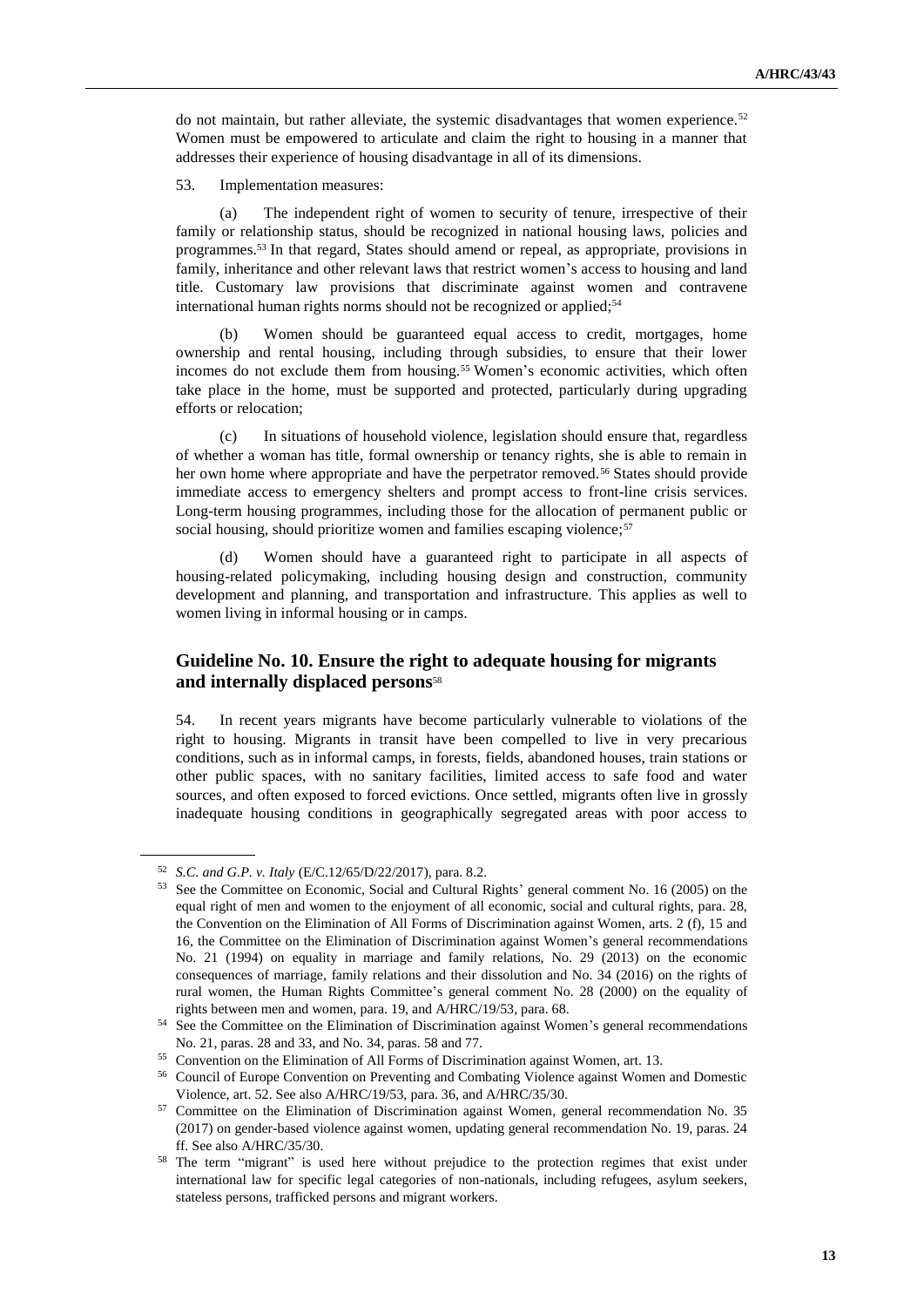do not maintain, but rather alleviate, the systemic disadvantages that women experience.[52] Women must be empowered to articulate and claim the right to housing in a manner that addresses their experience of housing disadvantage in all of its dimensions.

53. Implementation measures:

(a) The independent right of women to security of tenure, irrespective of their family or relationship status, should be recognized in national housing laws, policies and programmes.[53] In that regard, States should amend or repeal, as appropriate, provisions in family, inheritance and other relevant laws that restrict women's access to housing and land title. Customary law provisions that discriminate against women and contravene international human rights norms should not be recognized or applied;[54]

(b) Women should be guaranteed equal access to credit, mortgages, home ownership and rental housing, including through subsidies, to ensure that their lower incomes do not exclude them from housing.[55] Women's economic activities, which often take place in the home, must be supported and protected, particularly during upgrading efforts or relocation;

(c) In situations of household violence, legislation should ensure that, regardless of whether a woman has title, formal ownership or tenancy rights, she is able to remain in her own home where appropriate and have the perpetrator removed.[56] States should provide immediate access to emergency shelters and prompt access to front-line crisis services. Long-term housing programmes, including those for the allocation of permanent public or social housing, should prioritize women and families escaping violence;[57]

(d) Women should have a guaranteed right to participate in all aspects of housing-related policymaking, including housing design and construction, community development and planning, and transportation and infrastructure. This applies as well to women living in informal housing or in camps.

## Guideline No. 10. Ensure the right to adequate housing for migrants and internally displaced persons[58]

54. In recent years migrants have become particularly vulnerable to violations of the right to housing. Migrants in transit have been compelled to live in very precarious conditions, such as in informal camps, in forests, fields, abandoned houses, train stations or other public spaces, with no sanitary facilities, limited access to safe food and water sources, and often exposed to forced evictions. Once settled, migrants often live in grossly inadequate housing conditions in geographically segregated areas with poor access to

---

[52] *S.C. and G.P. v. Italy* (E/C.12/65/D/22/2017), para. 8.2.

[53] See the Committee on Economic, Social and Cultural Rights' general comment No. 16 (2005) on the equal right of men and women to the enjoyment of all economic, social and cultural rights, para. 28, the Convention on the Elimination of All Forms of Discrimination against Women, arts. 2 (f), 15 and 16, the Committee on the Elimination of Discrimination against Women's general recommendations No. 21 (1994) on equality in marriage and family relations, No. 29 (2013) on the economic consequences of marriage, family relations and their dissolution and No. 34 (2016) on the rights of rural women, the Human Rights Committee's general comment No. 28 (2000) on the equality of rights between men and women, para. 19, and A/HRC/19/53, para. 68.

[54] See the Committee on the Elimination of Discrimination against Women's general recommendations No. 21, paras. 28 and 33, and No. 34, paras. 58 and 77.

[55] Convention on the Elimination of All Forms of Discrimination against Women, art. 13.

[56] Council of Europe Convention on Preventing and Combating Violence against Women and Domestic Violence, art. 52. See also A/HRC/19/53, para. 36, and A/HRC/35/30.

[57] Committee on the Elimination of Discrimination against Women, general recommendation No. 35 (2017) on gender-based violence against women, updating general recommendation No. 19, paras. 24 ff. See also A/HRC/35/30.

[58] The term "migrant" is used here without prejudice to the protection regimes that exist under international law for specific legal categories of non-nationals, including refugees, asylum seekers, stateless persons, trafficked persons and migrant workers.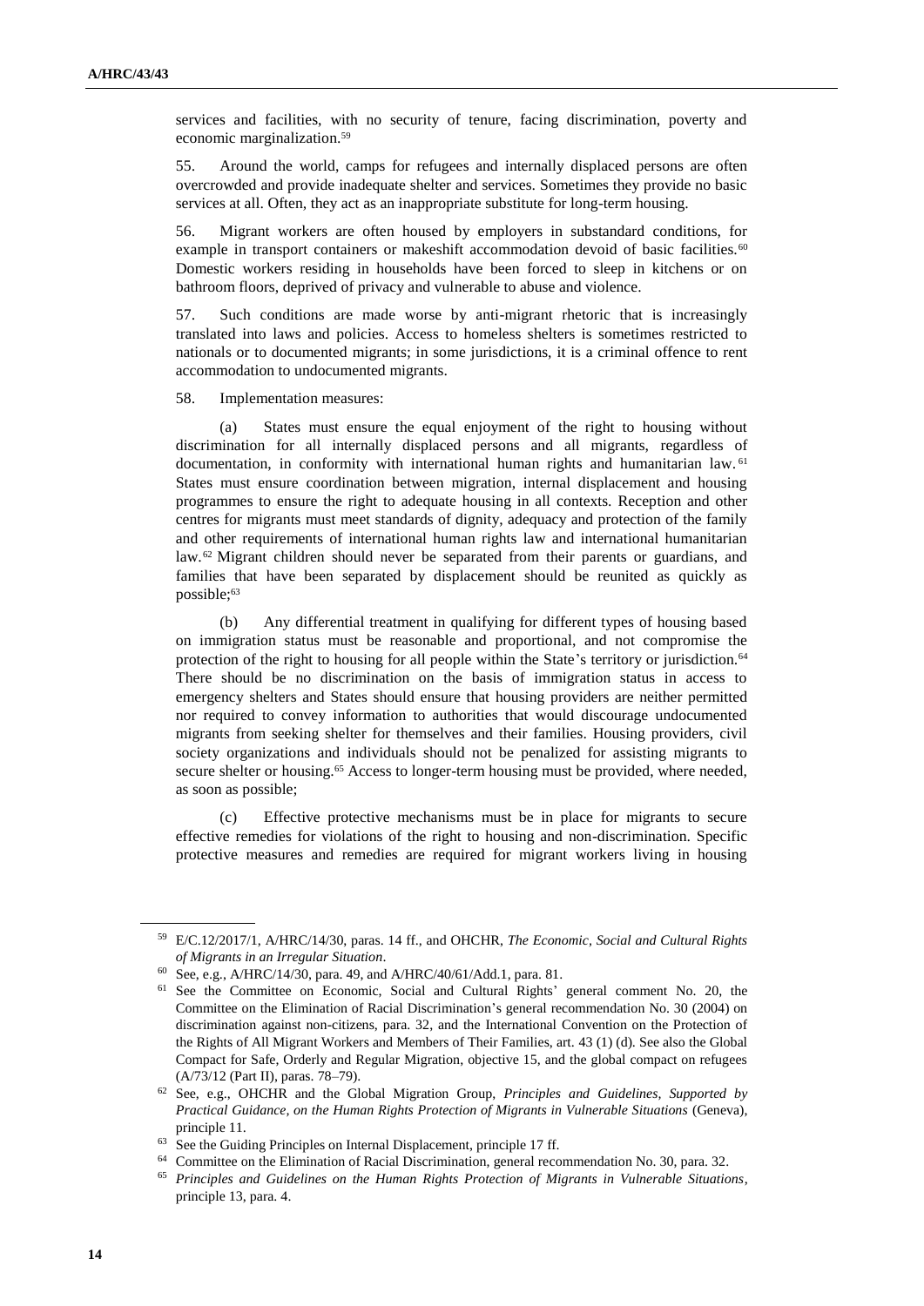services and facilities, with no security of tenure, facing discrimination, poverty and economic marginalization.[59]

55. Around the world, camps for refugees and internally displaced persons are often overcrowded and provide inadequate shelter and services. Sometimes they provide no basic services at all. Often, they act as an inappropriate substitute for long-term housing.

56. Migrant workers are often housed by employers in substandard conditions, for example in transport containers or makeshift accommodation devoid of basic facilities.[60] Domestic workers residing in households have been forced to sleep in kitchens or on bathroom floors, deprived of privacy and vulnerable to abuse and violence.

57. Such conditions are made worse by anti-migrant rhetoric that is increasingly translated into laws and policies. Access to homeless shelters is sometimes restricted to nationals or to documented migrants; in some jurisdictions, it is a criminal offence to rent accommodation to undocumented migrants.

58. Implementation measures:

(a) States must ensure the equal enjoyment of the right to housing without discrimination for all internally displaced persons and all migrants, regardless of documentation, in conformity with international human rights and humanitarian law.[61] States must ensure coordination between migration, internal displacement and housing programmes to ensure the right to adequate housing in all contexts. Reception and other centres for migrants must meet standards of dignity, adequacy and protection of the family and other requirements of international human rights law and international humanitarian law.[62] Migrant children should never be separated from their parents or guardians, and families that have been separated by displacement should be reunited as quickly as possible;[63]

(b) Any differential treatment in qualifying for different types of housing based on immigration status must be reasonable and proportional, and not compromise the protection of the right to housing for all people within the State's territory or jurisdiction.[64] There should be no discrimination on the basis of immigration status in access to emergency shelters and States should ensure that housing providers are neither permitted nor required to convey information to authorities that would discourage undocumented migrants from seeking shelter for themselves and their families. Housing providers, civil society organizations and individuals should not be penalized for assisting migrants to secure shelter or housing.[65] Access to longer-term housing must be provided, where needed, as soon as possible;

(c) Effective protective mechanisms must be in place for migrants to secure effective remedies for violations of the right to housing and non-discrimination. Specific protective measures and remedies are required for migrant workers living in housing

---

[59] E/C.12/2017/1, A/HRC/14/30, paras. 14 ff., and OHCHR, *The Economic, Social and Cultural Rights of Migrants in an Irregular Situation*.

[60] See, e.g., A/HRC/14/30, para. 49, and A/HRC/40/61/Add.1, para. 81.

[61] See the Committee on Economic, Social and Cultural Rights' general comment No. 20, the Committee on the Elimination of Racial Discrimination's general recommendation No. 30 (2004) on discrimination against non-citizens, para. 32, and the International Convention on the Protection of the Rights of All Migrant Workers and Members of Their Families, art. 43 (1) (d). See also the Global Compact for Safe, Orderly and Regular Migration, objective 15, and the global compact on refugees (A/73/12 (Part II), paras. 78–79).

[62] See, e.g., OHCHR and the Global Migration Group, *Principles and Guidelines, Supported by Practical Guidance, on the Human Rights Protection of Migrants in Vulnerable Situations* (Geneva), principle 11.

[63] See the Guiding Principles on Internal Displacement, principle 17 ff.

[64] Committee on the Elimination of Racial Discrimination, general recommendation No. 30, para. 32.

[65] *Principles and Guidelines on the Human Rights Protection of Migrants in Vulnerable Situations*, principle 13, para. 4.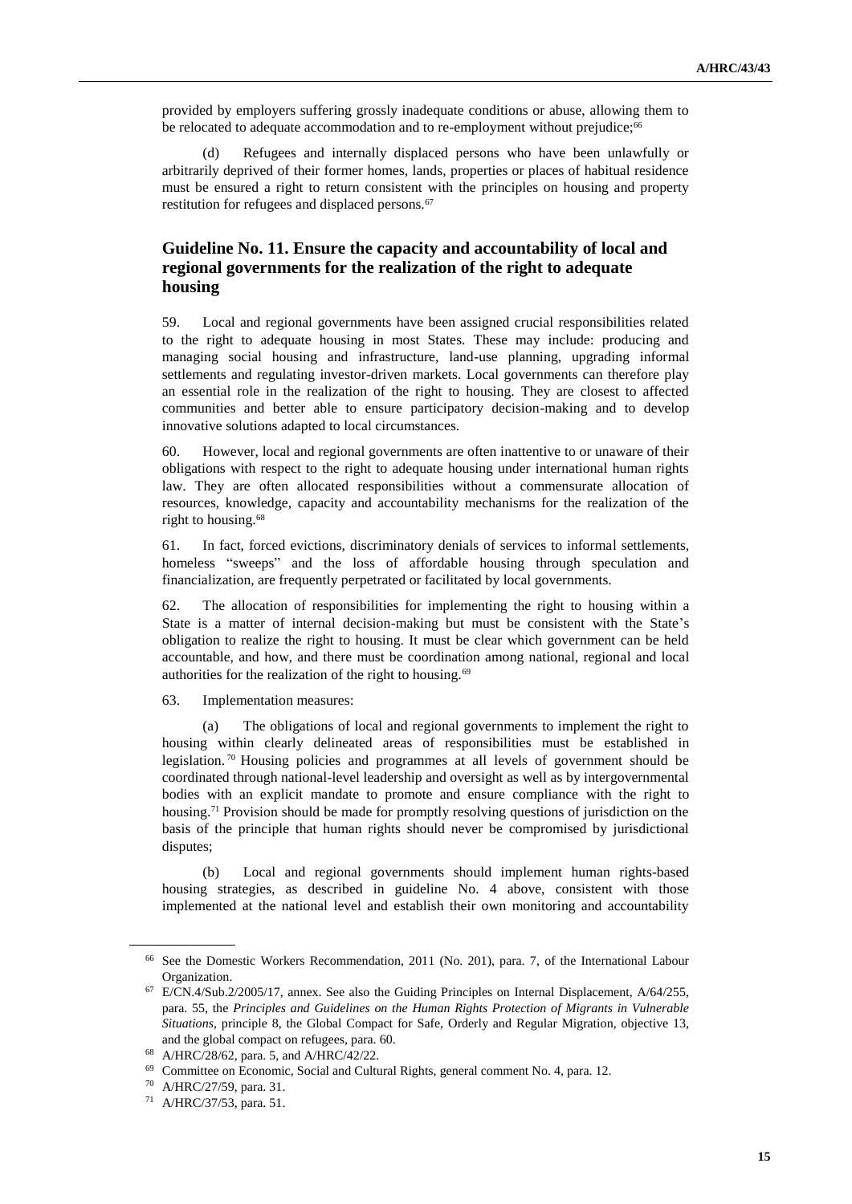provided by employers suffering grossly inadequate conditions or abuse, allowing them to be relocated to adequate accommodation and to re-employment without prejudice;[66]

(d) Refugees and internally displaced persons who have been unlawfully or arbitrarily deprived of their former homes, lands, properties or places of habitual residence must be ensured a right to return consistent with the principles on housing and property restitution for refugees and displaced persons.[67]

## Guideline No. 11. Ensure the capacity and accountability of local and regional governments for the realization of the right to adequate housing

59. Local and regional governments have been assigned crucial responsibilities related to the right to adequate housing in most States. These may include: producing and managing social housing and infrastructure, land-use planning, upgrading informal settlements and regulating investor-driven markets. Local governments can therefore play an essential role in the realization of the right to housing. They are closest to affected communities and better able to ensure participatory decision-making and to develop innovative solutions adapted to local circumstances.

60. However, local and regional governments are often inattentive to or unaware of their obligations with respect to the right to adequate housing under international human rights law. They are often allocated responsibilities without a commensurate allocation of resources, knowledge, capacity and accountability mechanisms for the realization of the right to housing.[68]

61. In fact, forced evictions, discriminatory denials of services to informal settlements, homeless "sweeps" and the loss of affordable housing through speculation and financialization, are frequently perpetrated or facilitated by local governments.

62. The allocation of responsibilities for implementing the right to housing within a State is a matter of internal decision-making but must be consistent with the State's obligation to realize the right to housing. It must be clear which government can be held accountable, and how, and there must be coordination among national, regional and local authorities for the realization of the right to housing.[69]

63. Implementation measures:

(a) The obligations of local and regional governments to implement the right to housing within clearly delineated areas of responsibilities must be established in legislation.[70] Housing policies and programmes at all levels of government should be coordinated through national-level leadership and oversight as well as by intergovernmental bodies with an explicit mandate to promote and ensure compliance with the right to housing.[71] Provision should be made for promptly resolving questions of jurisdiction on the basis of the principle that human rights should never be compromised by jurisdictional disputes;

(b) Local and regional governments should implement human rights-based housing strategies, as described in guideline No. 4 above, consistent with those implemented at the national level and establish their own monitoring and accountability

---

[66] See the Domestic Workers Recommendation, 2011 (No. 201), para. 7, of the International Labour Organization.

[67] E/CN.4/Sub.2/2005/17, annex. See also the Guiding Principles on Internal Displacement, A/64/255, para. 55, the *Principles and Guidelines on the Human Rights Protection of Migrants in Vulnerable Situations*, principle 8, the Global Compact for Safe, Orderly and Regular Migration, objective 13, and the global compact on refugees, para. 60.

[68] A/HRC/28/62, para. 5, and A/HRC/42/22.

[69] Committee on Economic, Social and Cultural Rights, general comment No. 4, para. 12.

[70] A/HRC/27/59, para. 31.

[71] A/HRC/37/53, para. 51.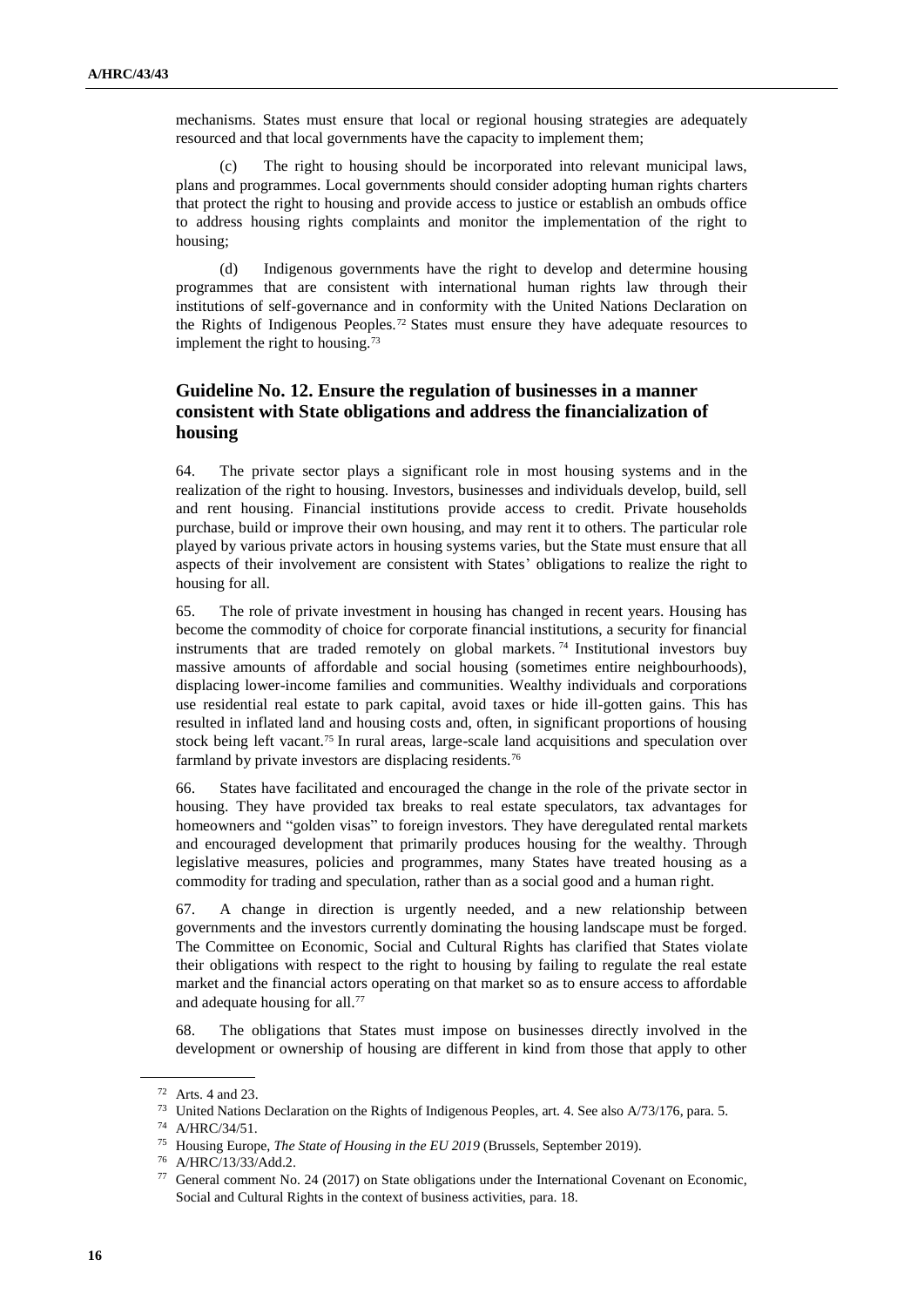mechanisms. States must ensure that local or regional housing strategies are adequately resourced and that local governments have the capacity to implement them;

(c) The right to housing should be incorporated into relevant municipal laws, plans and programmes. Local governments should consider adopting human rights charters that protect the right to housing and provide access to justice or establish an ombuds office to address housing rights complaints and monitor the implementation of the right to housing;

(d) Indigenous governments have the right to develop and determine housing programmes that are consistent with international human rights law through their institutions of self-governance and in conformity with the United Nations Declaration on the Rights of Indigenous Peoples.[72] States must ensure they have adequate resources to implement the right to housing.[73]

## Guideline No. 12. Ensure the regulation of businesses in a manner consistent with State obligations and address the financialization of housing

64. The private sector plays a significant role in most housing systems and in the realization of the right to housing. Investors, businesses and individuals develop, build, sell and rent housing. Financial institutions provide access to credit. Private households purchase, build or improve their own housing, and may rent it to others. The particular role played by various private actors in housing systems varies, but the State must ensure that all aspects of their involvement are consistent with States' obligations to realize the right to housing for all.

65. The role of private investment in housing has changed in recent years. Housing has become the commodity of choice for corporate financial institutions, a security for financial instruments that are traded remotely on global markets.[74] Institutional investors buy massive amounts of affordable and social housing (sometimes entire neighbourhoods), displacing lower-income families and communities. Wealthy individuals and corporations use residential real estate to park capital, avoid taxes or hide ill-gotten gains. This has resulted in inflated land and housing costs and, often, in significant proportions of housing stock being left vacant.[75] In rural areas, large-scale land acquisitions and speculation over farmland by private investors are displacing residents.[76]

66. States have facilitated and encouraged the change in the role of the private sector in housing. They have provided tax breaks to real estate speculators, tax advantages for homeowners and "golden visas" to foreign investors. They have deregulated rental markets and encouraged development that primarily produces housing for the wealthy. Through legislative measures, policies and programmes, many States have treated housing as a commodity for trading and speculation, rather than as a social good and a human right.

67. A change in direction is urgently needed, and a new relationship between governments and the investors currently dominating the housing landscape must be forged. The Committee on Economic, Social and Cultural Rights has clarified that States violate their obligations with respect to the right to housing by failing to regulate the real estate market and the financial actors operating on that market so as to ensure access to affordable and adequate housing for all.[77]

68. The obligations that States must impose on businesses directly involved in the development or ownership of housing are different in kind from those that apply to other

---

[72] Arts. 4 and 23.

[73] United Nations Declaration on the Rights of Indigenous Peoples, art. 4. See also A/73/176, para. 5.

[74] A/HRC/34/51.

[75] Housing Europe, *The State of Housing in the EU 2019* (Brussels, September 2019).

[76] A/HRC/13/33/Add.2.

[77] General comment No. 24 (2017) on State obligations under the International Covenant on Economic, Social and Cultural Rights in the context of business activities, para. 18.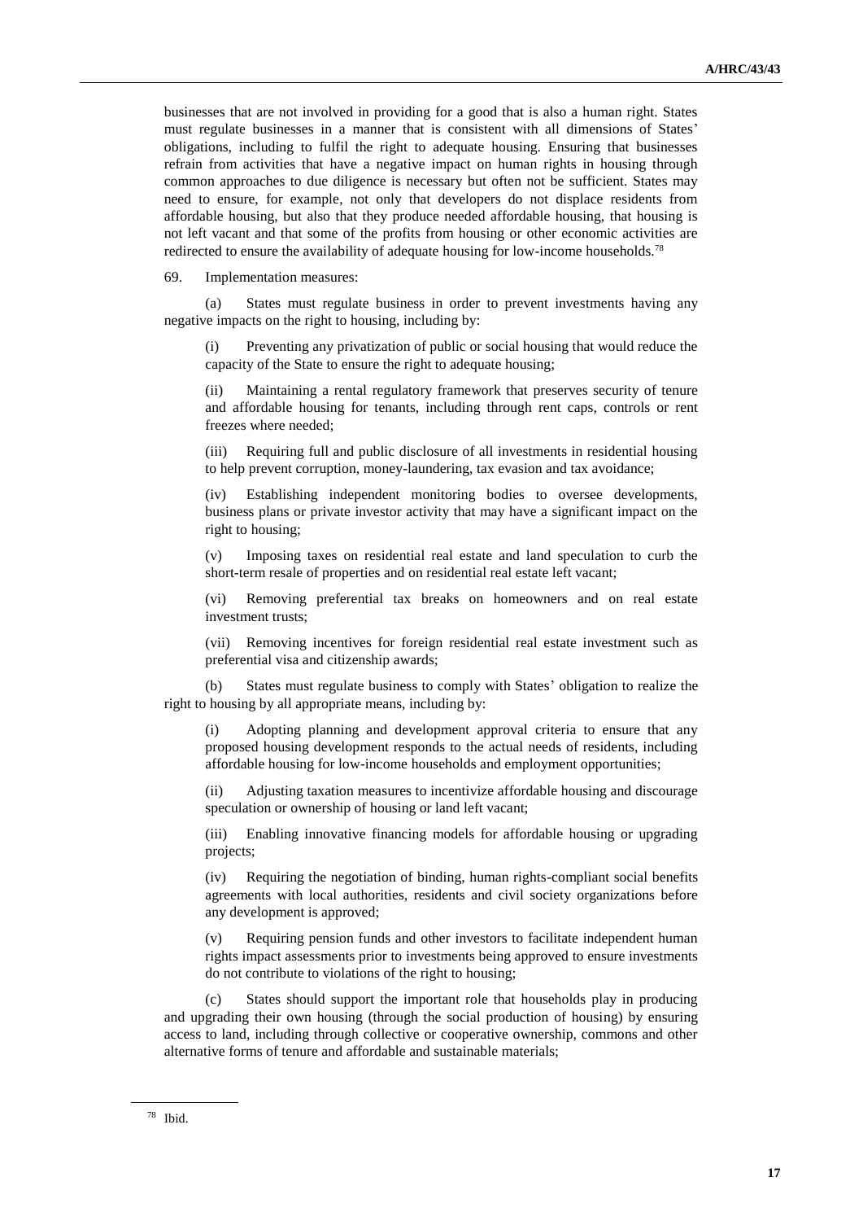businesses that are not involved in providing for a good that is also a human right. States must regulate businesses in a manner that is consistent with all dimensions of States' obligations, including to fulfil the right to adequate housing. Ensuring that businesses refrain from activities that have a negative impact on human rights in housing through common approaches to due diligence is necessary but often not be sufficient. States may need to ensure, for example, not only that developers do not displace residents from affordable housing, but also that they produce needed affordable housing, that housing is not left vacant and that some of the profits from housing or other economic activities are redirected to ensure the availability of adequate housing for low-income households.[78]

69. Implementation measures:

(a) States must regulate business in order to prevent investments having any negative impacts on the right to housing, including by:

(i) Preventing any privatization of public or social housing that would reduce the capacity of the State to ensure the right to adequate housing;

(ii) Maintaining a rental regulatory framework that preserves security of tenure and affordable housing for tenants, including through rent caps, controls or rent freezes where needed;

(iii) Requiring full and public disclosure of all investments in residential housing to help prevent corruption, money-laundering, tax evasion and tax avoidance;

(iv) Establishing independent monitoring bodies to oversee developments, business plans or private investor activity that may have a significant impact on the right to housing;

(v) Imposing taxes on residential real estate and land speculation to curb the short-term resale of properties and on residential real estate left vacant;

(vi) Removing preferential tax breaks on homeowners and on real estate investment trusts;

(vii) Removing incentives for foreign residential real estate investment such as preferential visa and citizenship awards;

(b) States must regulate business to comply with States' obligation to realize the right to housing by all appropriate means, including by:

(i) Adopting planning and development approval criteria to ensure that any proposed housing development responds to the actual needs of residents, including affordable housing for low-income households and employment opportunities;

(ii) Adjusting taxation measures to incentivize affordable housing and discourage speculation or ownership of housing or land left vacant;

(iii) Enabling innovative financing models for affordable housing or upgrading projects;

(iv) Requiring the negotiation of binding, human rights-compliant social benefits agreements with local authorities, residents and civil society organizations before any development is approved;

(v) Requiring pension funds and other investors to facilitate independent human rights impact assessments prior to investments being approved to ensure investments do not contribute to violations of the right to housing;

(c) States should support the important role that households play in producing and upgrading their own housing (through the social production of housing) by ensuring access to land, including through collective or cooperative ownership, commons and other alternative forms of tenure and affordable and sustainable materials;

[78] Ibid.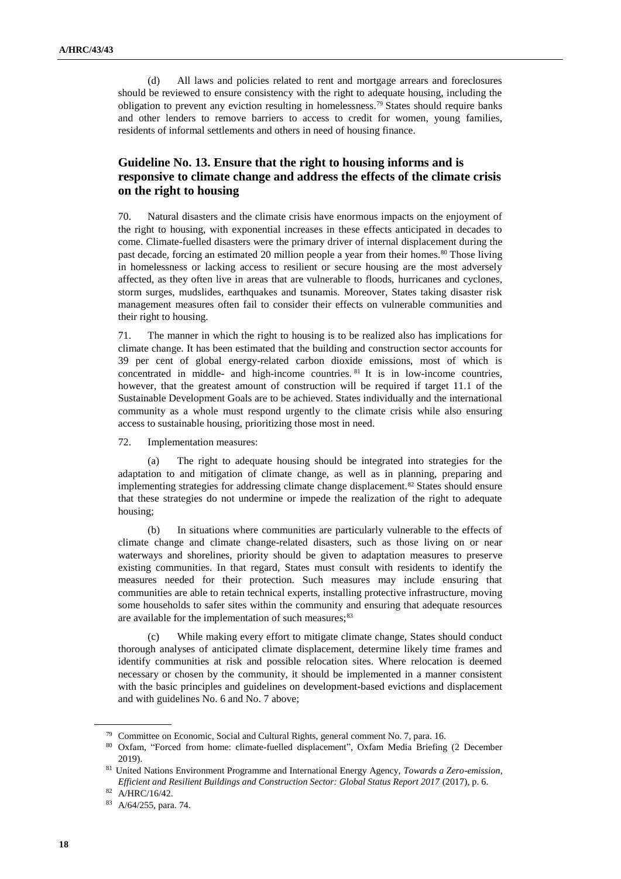(d) All laws and policies related to rent and mortgage arrears and foreclosures should be reviewed to ensure consistency with the right to adequate housing, including the obligation to prevent any eviction resulting in homelessness.[79] States should require banks and other lenders to remove barriers to access to credit for women, young families, residents of informal settlements and others in need of housing finance.

## Guideline No. 13. Ensure that the right to housing informs and is responsive to climate change and address the effects of the climate crisis on the right to housing

70. Natural disasters and the climate crisis have enormous impacts on the enjoyment of the right to housing, with exponential increases in these effects anticipated in decades to come. Climate-fuelled disasters were the primary driver of internal displacement during the past decade, forcing an estimated 20 million people a year from their homes.[80] Those living in homelessness or lacking access to resilient or secure housing are the most adversely affected, as they often live in areas that are vulnerable to floods, hurricanes and cyclones, storm surges, mudslides, earthquakes and tsunamis. Moreover, States taking disaster risk management measures often fail to consider their effects on vulnerable communities and their right to housing.

71. The manner in which the right to housing is to be realized also has implications for climate change. It has been estimated that the building and construction sector accounts for 39 per cent of global energy-related carbon dioxide emissions, most of which is concentrated in middle- and high-income countries.[81] It is in low-income countries, however, that the greatest amount of construction will be required if target 11.1 of the Sustainable Development Goals are to be achieved. States individually and the international community as a whole must respond urgently to the climate crisis while also ensuring access to sustainable housing, prioritizing those most in need.

72. Implementation measures:

(a) The right to adequate housing should be integrated into strategies for the adaptation to and mitigation of climate change, as well as in planning, preparing and implementing strategies for addressing climate change displacement.[82] States should ensure that these strategies do not undermine or impede the realization of the right to adequate housing;

(b) In situations where communities are particularly vulnerable to the effects of climate change and climate change-related disasters, such as those living on or near waterways and shorelines, priority should be given to adaptation measures to preserve existing communities. In that regard, States must consult with residents to identify the measures needed for their protection. Such measures may include ensuring that communities are able to retain technical experts, installing protective infrastructure, moving some households to safer sites within the community and ensuring that adequate resources are available for the implementation of such measures;[83]

(c) While making every effort to mitigate climate change, States should conduct thorough analyses of anticipated climate displacement, determine likely time frames and identify communities at risk and possible relocation sites. Where relocation is deemed necessary or chosen by the community, it should be implemented in a manner consistent with the basic principles and guidelines on development-based evictions and displacement and with guidelines No. 6 and No. 7 above;

---

[79] Committee on Economic, Social and Cultural Rights, general comment No. 7, para. 16.

[80] Oxfam, "Forced from home: climate-fuelled displacement", Oxfam Media Briefing (2 December 2019).

[81] United Nations Environment Programme and International Energy Agency, *Towards a Zero-emission, Efficient and Resilient Buildings and Construction Sector: Global Status Report 2017* (2017), p. 6.

[82] A/HRC/16/42.

[83] A/64/255, para. 74.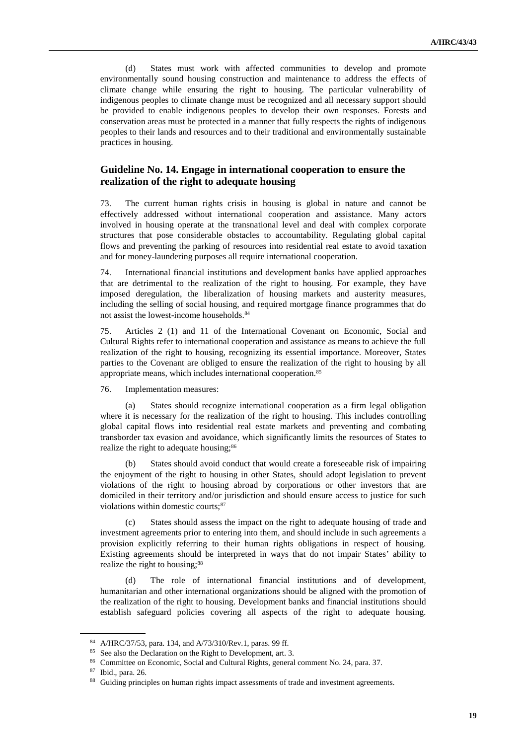(d) States must work with affected communities to develop and promote environmentally sound housing construction and maintenance to address the effects of climate change while ensuring the right to housing. The particular vulnerability of indigenous peoples to climate change must be recognized and all necessary support should be provided to enable indigenous peoples to develop their own responses. Forests and conservation areas must be protected in a manner that fully respects the rights of indigenous peoples to their lands and resources and to their traditional and environmentally sustainable practices in housing.

## Guideline No. 14. Engage in international cooperation to ensure the realization of the right to adequate housing

73. The current human rights crisis in housing is global in nature and cannot be effectively addressed without international cooperation and assistance. Many actors involved in housing operate at the transnational level and deal with complex corporate structures that pose considerable obstacles to accountability. Regulating global capital flows and preventing the parking of resources into residential real estate to avoid taxation and for money-laundering purposes all require international cooperation.

74. International financial institutions and development banks have applied approaches that are detrimental to the realization of the right to housing. For example, they have imposed deregulation, the liberalization of housing markets and austerity measures, including the selling of social housing, and required mortgage finance programmes that do not assist the lowest-income households.[84]

75. Articles 2 (1) and 11 of the International Covenant on Economic, Social and Cultural Rights refer to international cooperation and assistance as means to achieve the full realization of the right to housing, recognizing its essential importance. Moreover, States parties to the Covenant are obliged to ensure the realization of the right to housing by all appropriate means, which includes international cooperation.[85]

76. Implementation measures:

(a) States should recognize international cooperation as a firm legal obligation where it is necessary for the realization of the right to housing. This includes controlling global capital flows into residential real estate markets and preventing and combating transborder tax evasion and avoidance, which significantly limits the resources of States to realize the right to adequate housing;[86]

(b) States should avoid conduct that would create a foreseeable risk of impairing the enjoyment of the right to housing in other States, should adopt legislation to prevent violations of the right to housing abroad by corporations or other investors that are domiciled in their territory and/or jurisdiction and should ensure access to justice for such violations within domestic courts;[87]

(c) States should assess the impact on the right to adequate housing of trade and investment agreements prior to entering into them, and should include in such agreements a provision explicitly referring to their human rights obligations in respect of housing. Existing agreements should be interpreted in ways that do not impair States' ability to realize the right to housing;[88]

(d) The role of international financial institutions and of development, humanitarian and other international organizations should be aligned with the promotion of the realization of the right to housing. Development banks and financial institutions should establish safeguard policies covering all aspects of the right to adequate housing.

---

[84] A/HRC/37/53, para. 134, and A/73/310/Rev.1, paras. 99 ff.

[85] See also the Declaration on the Right to Development, art. 3.

[86] Committee on Economic, Social and Cultural Rights, general comment No. 24, para. 37.

[87] Ibid., para. 26.

[88] Guiding principles on human rights impact assessments of trade and investment agreements.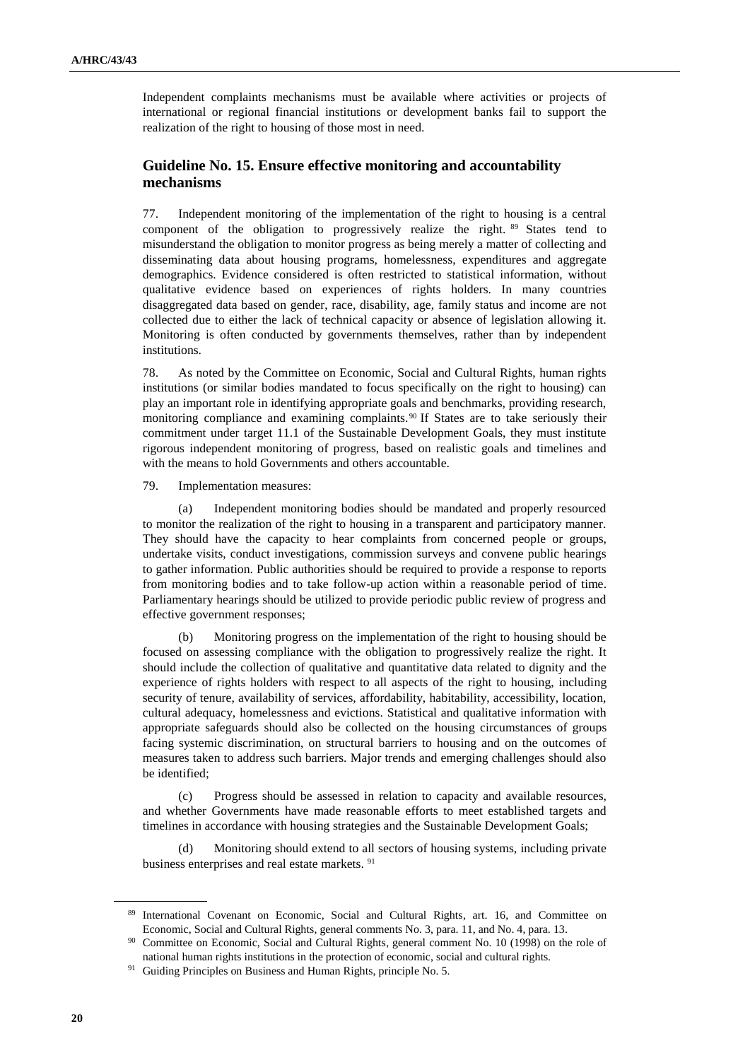Independent complaints mechanisms must be available where activities or projects of international or regional financial institutions or development banks fail to support the realization of the right to housing of those most in need.

## Guideline No. 15. Ensure effective monitoring and accountability mechanisms

77. Independent monitoring of the implementation of the right to housing is a central component of the obligation to progressively realize the right.[89] States tend to misunderstand the obligation to monitor progress as being merely a matter of collecting and disseminating data about housing programs, homelessness, expenditures and aggregate demographics. Evidence considered is often restricted to statistical information, without qualitative evidence based on experiences of rights holders. In many countries disaggregated data based on gender, race, disability, age, family status and income are not collected due to either the lack of technical capacity or absence of legislation allowing it. Monitoring is often conducted by governments themselves, rather than by independent institutions.

78. As noted by the Committee on Economic, Social and Cultural Rights, human rights institutions (or similar bodies mandated to focus specifically on the right to housing) can play an important role in identifying appropriate goals and benchmarks, providing research, monitoring compliance and examining complaints.[90] If States are to take seriously their commitment under target 11.1 of the Sustainable Development Goals, they must institute rigorous independent monitoring of progress, based on realistic goals and timelines and with the means to hold Governments and others accountable.

79. Implementation measures:

(a) Independent monitoring bodies should be mandated and properly resourced to monitor the realization of the right to housing in a transparent and participatory manner. They should have the capacity to hear complaints from concerned people or groups, undertake visits, conduct investigations, commission surveys and convene public hearings to gather information. Public authorities should be required to provide a response to reports from monitoring bodies and to take follow-up action within a reasonable period of time. Parliamentary hearings should be utilized to provide periodic public review of progress and effective government responses;

(b) Monitoring progress on the implementation of the right to housing should be focused on assessing compliance with the obligation to progressively realize the right. It should include the collection of qualitative and quantitative data related to dignity and the experience of rights holders with respect to all aspects of the right to housing, including security of tenure, availability of services, affordability, habitability, accessibility, location, cultural adequacy, homelessness and evictions. Statistical and qualitative information with appropriate safeguards should also be collected on the housing circumstances of groups facing systemic discrimination, on structural barriers to housing and on the outcomes of measures taken to address such barriers. Major trends and emerging challenges should also be identified;

(c) Progress should be assessed in relation to capacity and available resources, and whether Governments have made reasonable efforts to meet established targets and timelines in accordance with housing strategies and the Sustainable Development Goals;

(d) Monitoring should extend to all sectors of housing systems, including private business enterprises and real estate markets.[91]

---

[89] International Covenant on Economic, Social and Cultural Rights, art. 16, and Committee on Economic, Social and Cultural Rights, general comments No. 3, para. 11, and No. 4, para. 13.

[90] Committee on Economic, Social and Cultural Rights, general comment No. 10 (1998) on the role of national human rights institutions in the protection of economic, social and cultural rights.

[91] Guiding Principles on Business and Human Rights, principle No. 5.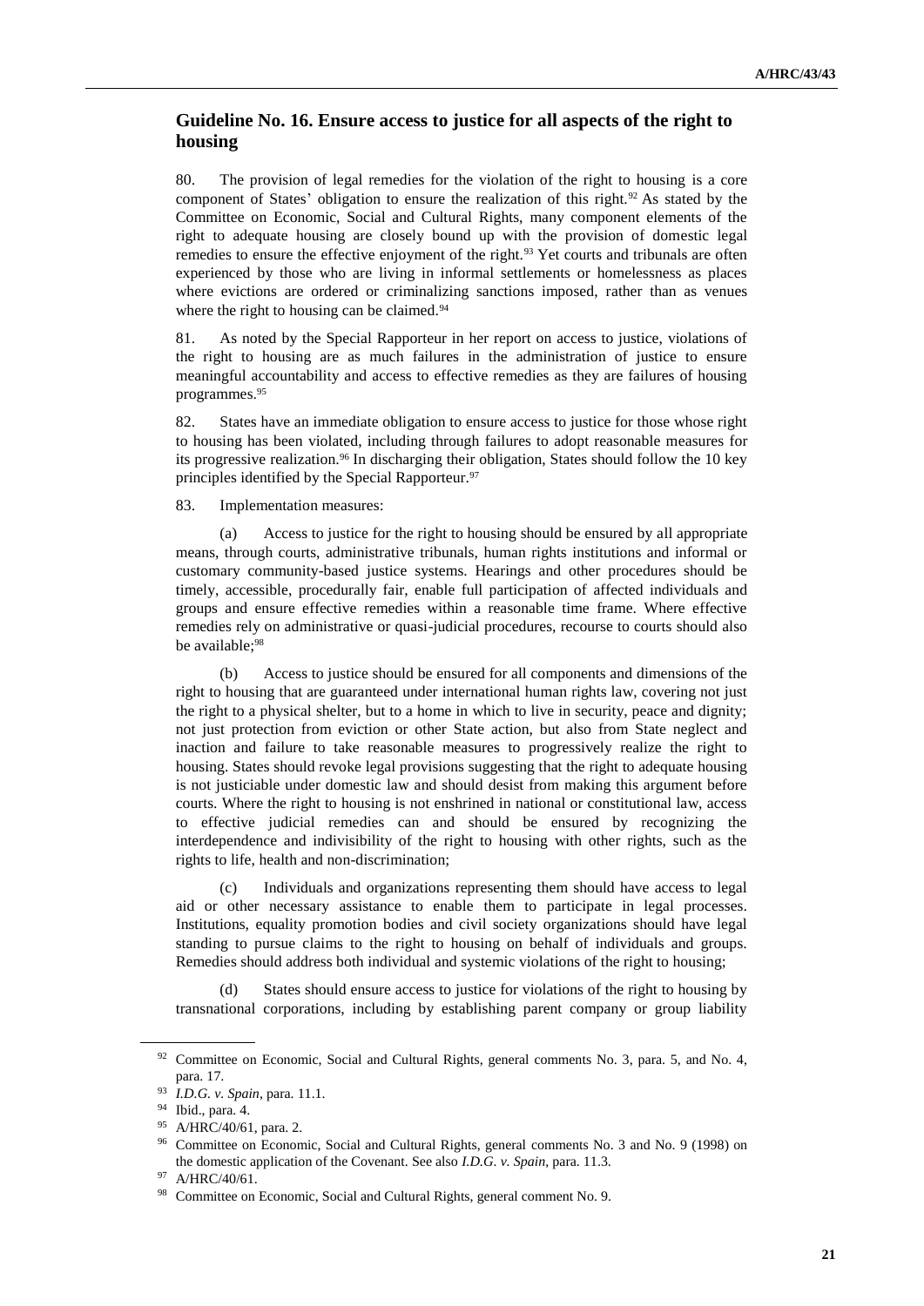## Guideline No. 16. Ensure access to justice for all aspects of the right to housing

80. The provision of legal remedies for the violation of the right to housing is a core component of States' obligation to ensure the realization of this right.[92] As stated by the Committee on Economic, Social and Cultural Rights, many component elements of the right to adequate housing are closely bound up with the provision of domestic legal remedies to ensure the effective enjoyment of the right.[93] Yet courts and tribunals are often experienced by those who are living in informal settlements or homelessness as places where evictions are ordered or criminalizing sanctions imposed, rather than as venues where the right to housing can be claimed.[94]

81. As noted by the Special Rapporteur in her report on access to justice, violations of the right to housing are as much failures in the administration of justice to ensure meaningful accountability and access to effective remedies as they are failures of housing programmes.[95]

82. States have an immediate obligation to ensure access to justice for those whose right to housing has been violated, including through failures to adopt reasonable measures for its progressive realization.[96] In discharging their obligation, States should follow the 10 key principles identified by the Special Rapporteur.[97]

83. Implementation measures:

(a) Access to justice for the right to housing should be ensured by all appropriate means, through courts, administrative tribunals, human rights institutions and informal or customary community-based justice systems. Hearings and other procedures should be timely, accessible, procedurally fair, enable full participation of affected individuals and groups and ensure effective remedies within a reasonable time frame. Where effective remedies rely on administrative or quasi-judicial procedures, recourse to courts should also be available;[98]

(b) Access to justice should be ensured for all components and dimensions of the right to housing that are guaranteed under international human rights law, covering not just the right to a physical shelter, but to a home in which to live in security, peace and dignity; not just protection from eviction or other State action, but also from State neglect and inaction and failure to take reasonable measures to progressively realize the right to housing. States should revoke legal provisions suggesting that the right to adequate housing is not justiciable under domestic law and should desist from making this argument before courts. Where the right to housing is not enshrined in national or constitutional law, access to effective judicial remedies can and should be ensured by recognizing the interdependence and indivisibility of the right to housing with other rights, such as the rights to life, health and non-discrimination;

(c) Individuals and organizations representing them should have access to legal aid or other necessary assistance to enable them to participate in legal processes. Institutions, equality promotion bodies and civil society organizations should have legal standing to pursue claims to the right to housing on behalf of individuals and groups. Remedies should address both individual and systemic violations of the right to housing;

(d) States should ensure access to justice for violations of the right to housing by transnational corporations, including by establishing parent company or group liability

---

[92] Committee on Economic, Social and Cultural Rights, general comments No. 3, para. 5, and No. 4, para. 17.

[93] *I.D.G. v. Spain*, para. 11.1.

[94] Ibid., para. 4.

[95] A/HRC/40/61, para. 2.

[96] Committee on Economic, Social and Cultural Rights, general comments No. 3 and No. 9 (1998) on the domestic application of the Covenant. See also *I.D.G. v. Spain*, para. 11.3.

[97] A/HRC/40/61.

[98] Committee on Economic, Social and Cultural Rights, general comment No. 9.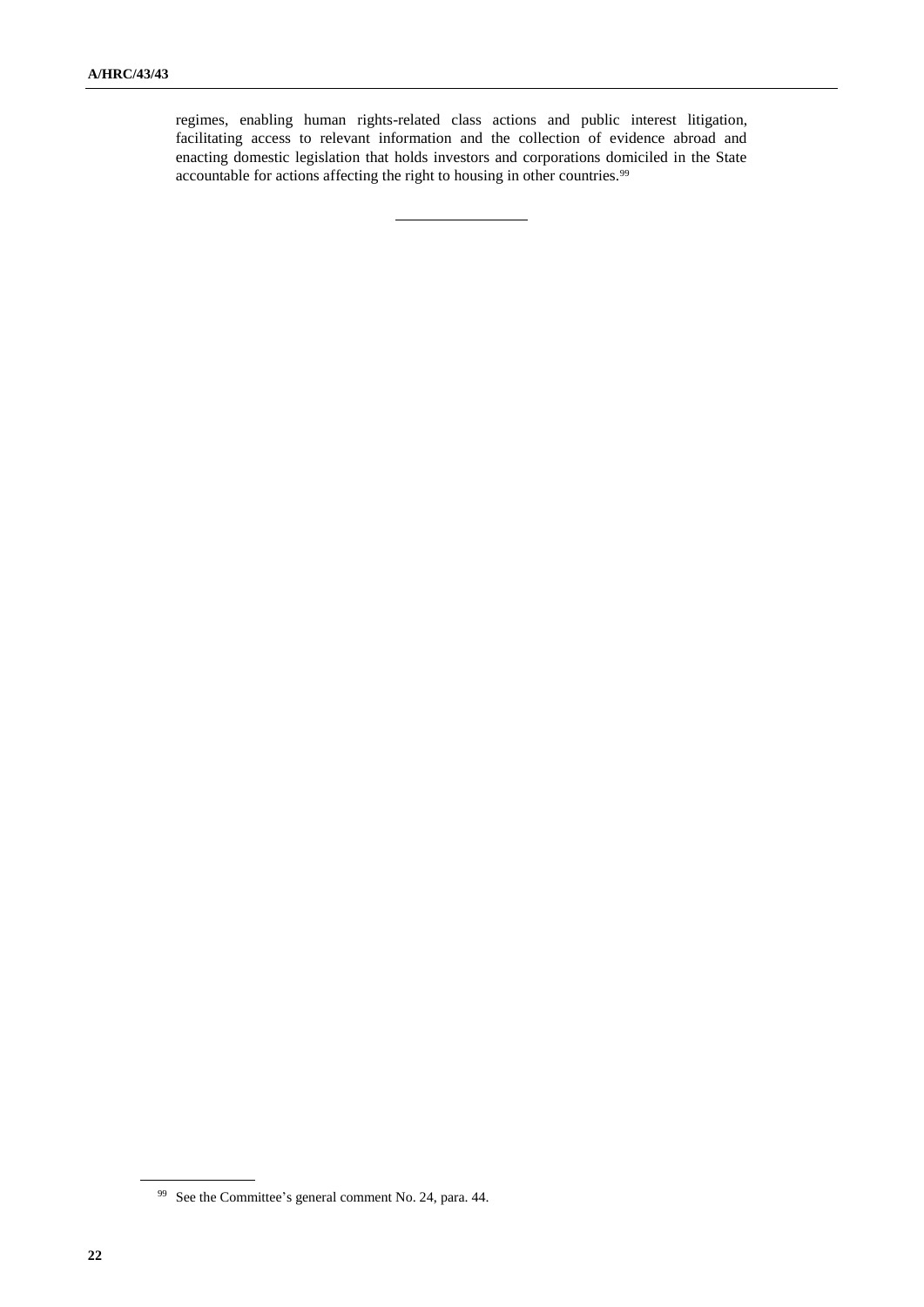regimes, enabling human rights-related class actions and public interest litigation, facilitating access to relevant information and the collection of evidence abroad and enacting domestic legislation that holds investors and corporations domiciled in the State accountable for actions affecting the right to housing in other countries.[99]

---

[99] See the Committee's general comment No. 24, para. 44.